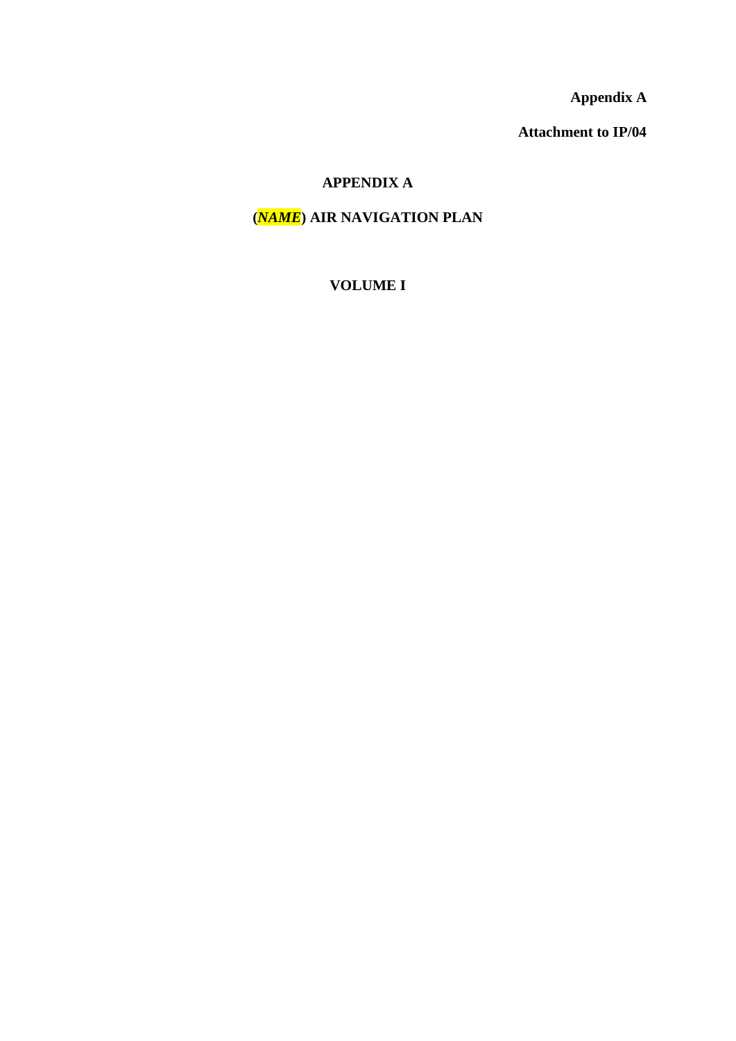**Appendix A**

**Attachment to IP/04**

# APPENDIX A

# (*NAME*) AIR NAVIGATION PLAN

## VOLUME I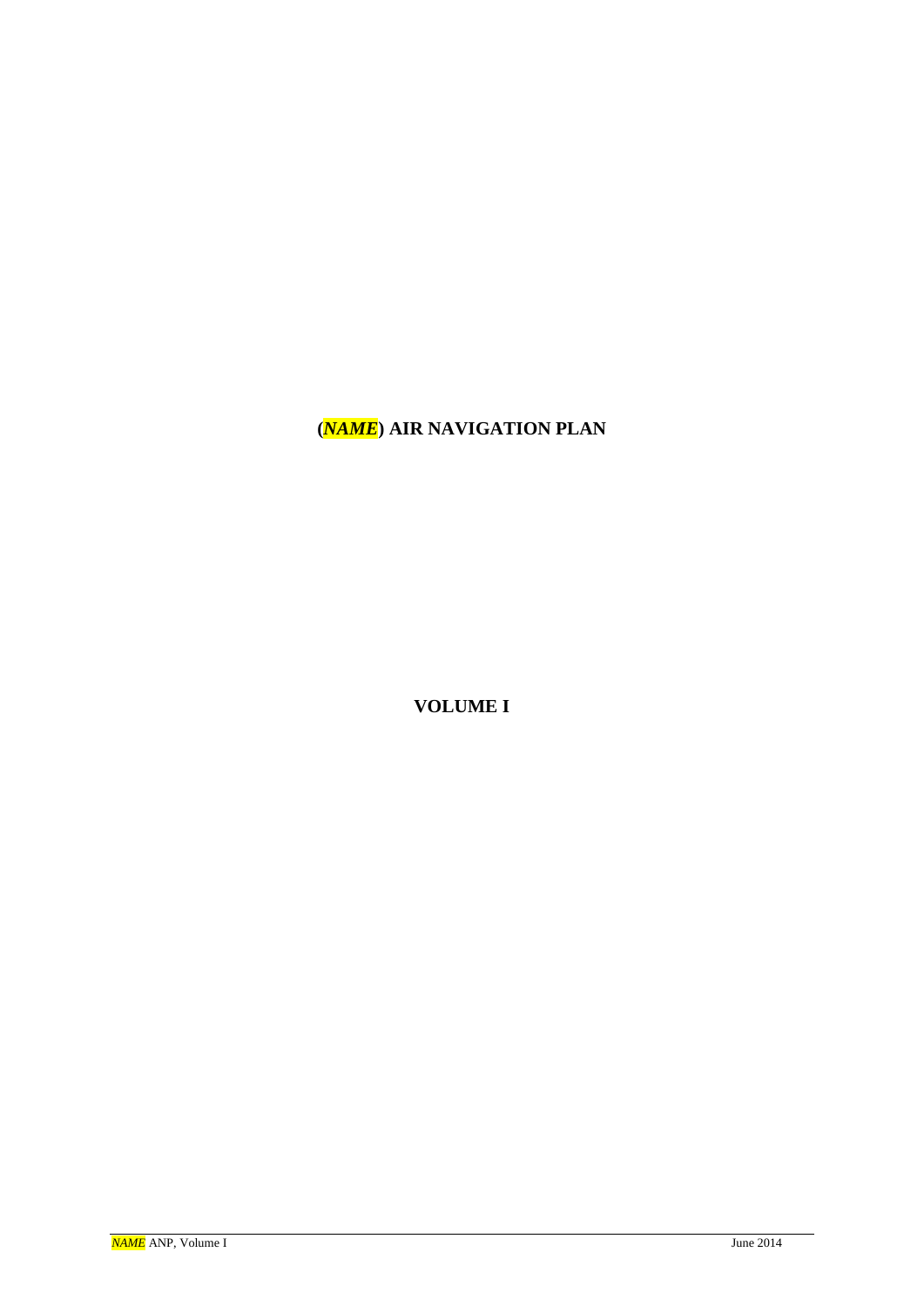# (*NAME*) AIR NAVIGATION PLAN

## VOLUME I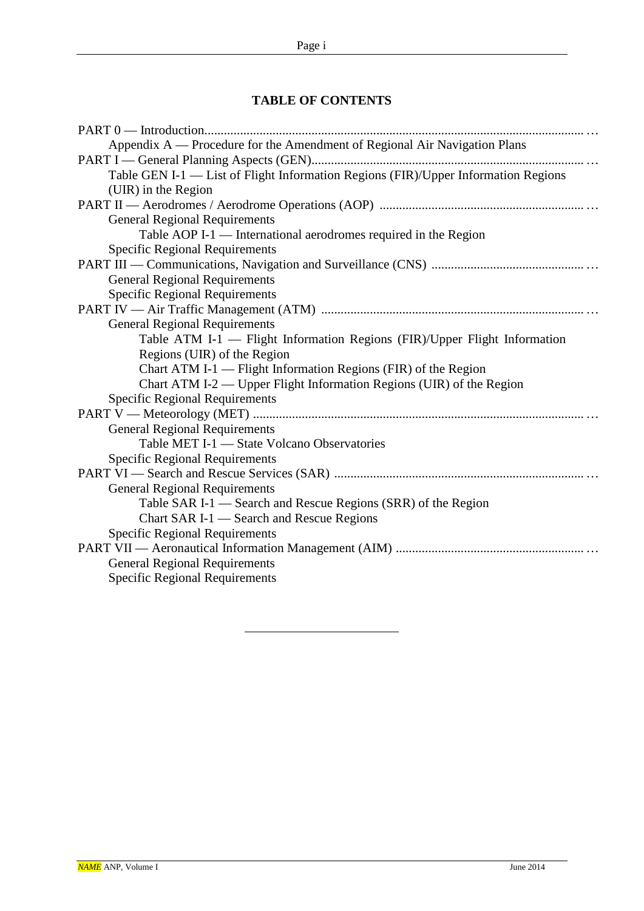## TABLE OF CONTENTS

PART 0 — Introduction...

- Appendix A — Procedure for the Amendment of Regional Air Navigation Plans

PART I — General Planning Aspects (GEN)...

- Table GEN I-1 — List of Flight Information Regions (FIR)/Upper Information Regions (UIR) in the Region

PART II — Aerodromes / Aerodrome Operations (AOP) ...

- General Regional Requirements
  - Table AOP I-1 — International aerodromes required in the Region
- Specific Regional Requirements

PART III — Communications, Navigation and Surveillance (CNS) ...

- General Regional Requirements
- Specific Regional Requirements

PART IV — Air Traffic Management (ATM) ...

- General Regional Requirements
  - Table ATM I-1 — Flight Information Regions (FIR)/Upper Flight Information Regions (UIR) of the Region
  - Chart ATM I-1 — Flight Information Regions (FIR) of the Region
  - Chart ATM I-2 — Upper Flight Information Regions (UIR) of the Region
- Specific Regional Requirements

PART V — Meteorology (MET) ...

- General Regional Requirements
  - Table MET I-1 — State Volcano Observatories
- Specific Regional Requirements

PART VI — Search and Rescue Services (SAR) ...

- General Regional Requirements
  - Table SAR I-1 — Search and Rescue Regions (SRR) of the Region
  - Chart SAR I-1 — Search and Rescue Regions
- Specific Regional Requirements

PART VII — Aeronautical Information Management (AIM) ...

- General Regional Requirements
- Specific Regional Requirements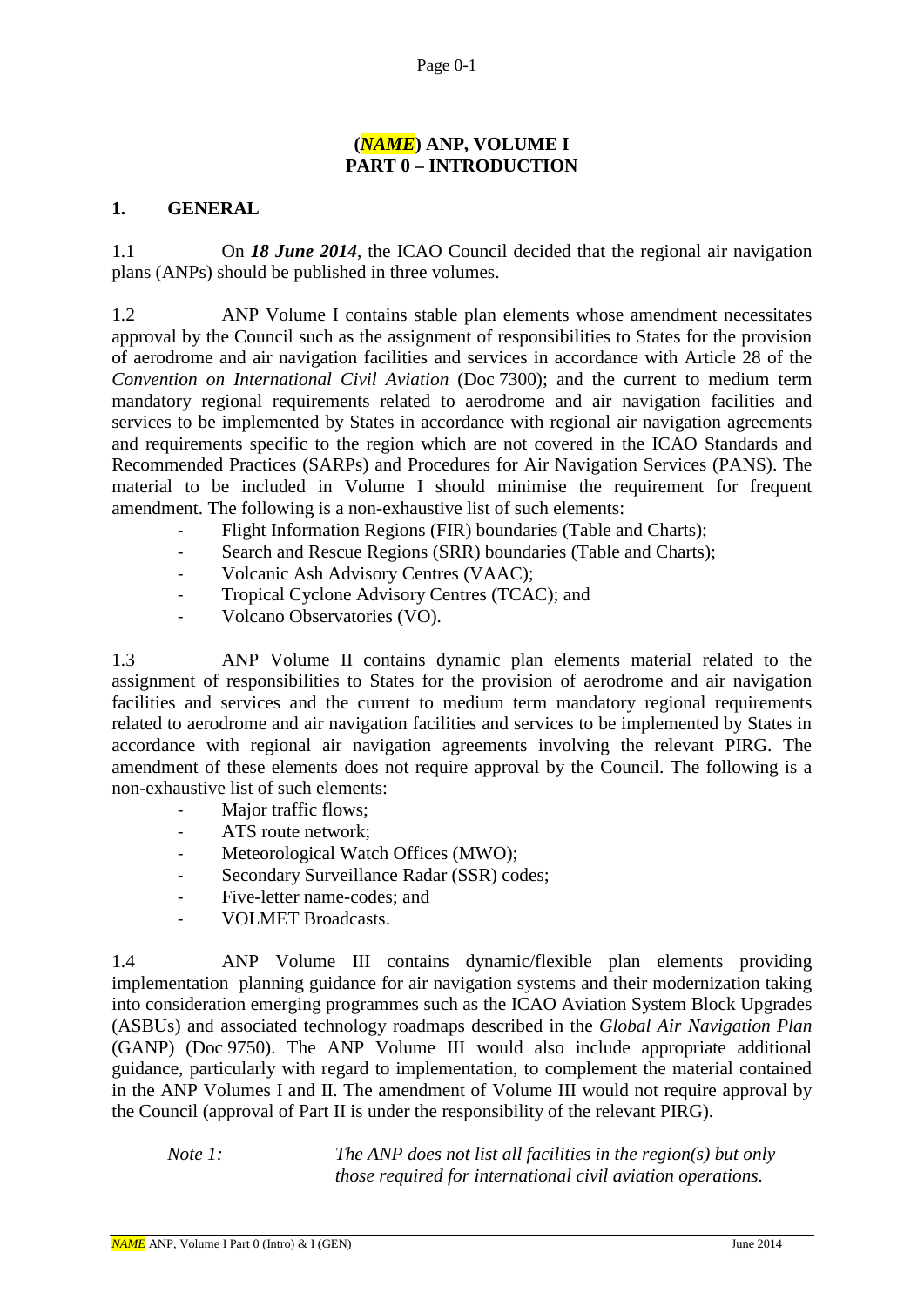# (*NAME*) ANP, VOLUME I
# PART 0 – INTRODUCTION

## 1. GENERAL

1.1 On ***18 June 2014***, the ICAO Council decided that the regional air navigation plans (ANPs) should be published in three volumes.

1.2 ANP Volume I contains stable plan elements whose amendment necessitates approval by the Council such as the assignment of responsibilities to States for the provision of aerodrome and air navigation facilities and services in accordance with Article 28 of the *Convention on International Civil Aviation* (Doc 7300); and the current to medium term mandatory regional requirements related to aerodrome and air navigation facilities and services to be implemented by States in accordance with regional air navigation agreements and requirements specific to the region which are not covered in the ICAO Standards and Recommended Practices (SARPs) and Procedures for Air Navigation Services (PANS). The material to be included in Volume I should minimise the requirement for frequent amendment. The following is a non-exhaustive list of such elements:

- Flight Information Regions (FIR) boundaries (Table and Charts);
- Search and Rescue Regions (SRR) boundaries (Table and Charts);
- Volcanic Ash Advisory Centres (VAAC);
- Tropical Cyclone Advisory Centres (TCAC); and
- Volcano Observatories (VO).

1.3 ANP Volume II contains dynamic plan elements material related to the assignment of responsibilities to States for the provision of aerodrome and air navigation facilities and services and the current to medium term mandatory regional requirements related to aerodrome and air navigation facilities and services to be implemented by States in accordance with regional air navigation agreements involving the relevant PIRG. The amendment of these elements does not require approval by the Council. The following is a non-exhaustive list of such elements:

- Major traffic flows;
- ATS route network;
- Meteorological Watch Offices (MWO);
- Secondary Surveillance Radar (SSR) codes;
- Five-letter name-codes; and
- VOLMET Broadcasts.

1.4 ANP Volume III contains dynamic/flexible plan elements providing implementation planning guidance for air navigation systems and their modernization taking into consideration emerging programmes such as the ICAO Aviation System Block Upgrades (ASBUs) and associated technology roadmaps described in the *Global Air Navigation Plan* (GANP) (Doc 9750). The ANP Volume III would also include appropriate additional guidance, particularly with regard to implementation, to complement the material contained in the ANP Volumes I and II. The amendment of Volume III would not require approval by the Council (approval of Part II is under the responsibility of the relevant PIRG).

*Note 1: The ANP does not list all facilities in the region(s) but only those required for international civil aviation operations.*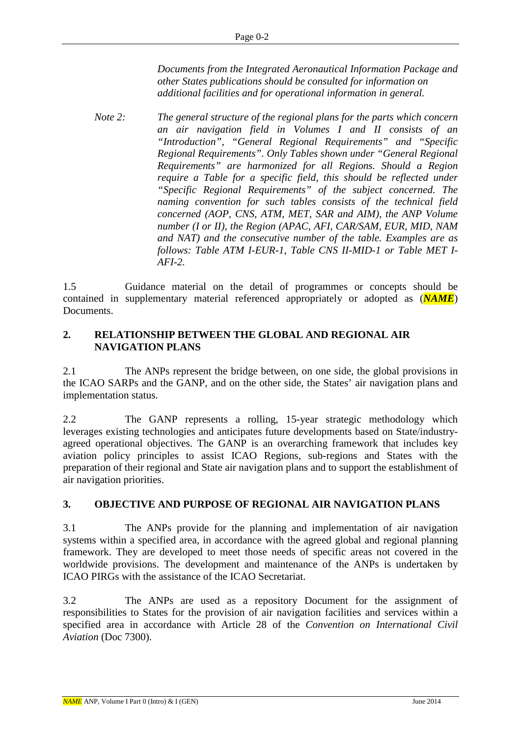*Documents from the Integrated Aeronautical Information Package and other States publications should be consulted for information on additional facilities and for operational information in general.*

*Note 2: The general structure of the regional plans for the parts which concern an air navigation field in Volumes I and II consists of an "Introduction", "General Regional Requirements" and "Specific Regional Requirements". Only Tables shown under "General Regional Requirements" are harmonized for all Regions. Should a Region require a Table for a specific field, this should be reflected under "Specific Regional Requirements" of the subject concerned. The naming convention for such tables consists of the technical field concerned (AOP, CNS, ATM, MET, SAR and AIM), the ANP Volume number (I or II), the Region (APAC, AFI, CAR/SAM, EUR, MID, NAM and NAT) and the consecutive number of the table. Examples are as follows: Table ATM I-EUR-1, Table CNS II-MID-1 or Table MET I-AFI-2.*

1.5 Guidance material on the detail of programmes or concepts should be contained in supplementary material referenced appropriately or adopted as (***NAME***) Documents.

## 2. RELATIONSHIP BETWEEN THE GLOBAL AND REGIONAL AIR NAVIGATION PLANS

2.1 The ANPs represent the bridge between, on one side, the global provisions in the ICAO SARPs and the GANP, and on the other side, the States' air navigation plans and implementation status.

2.2 The GANP represents a rolling, 15-year strategic methodology which leverages existing technologies and anticipates future developments based on State/industry-agreed operational objectives. The GANP is an overarching framework that includes key aviation policy principles to assist ICAO Regions, sub-regions and States with the preparation of their regional and State air navigation plans and to support the establishment of air navigation priorities.

## 3. OBJECTIVE AND PURPOSE OF REGIONAL AIR NAVIGATION PLANS

3.1 The ANPs provide for the planning and implementation of air navigation systems within a specified area, in accordance with the agreed global and regional planning framework. They are developed to meet those needs of specific areas not covered in the worldwide provisions. The development and maintenance of the ANPs is undertaken by ICAO PIRGs with the assistance of the ICAO Secretariat.

3.2 The ANPs are used as a repository Document for the assignment of responsibilities to States for the provision of air navigation facilities and services within a specified area in accordance with Article 28 of the *Convention on International Civil Aviation* (Doc 7300).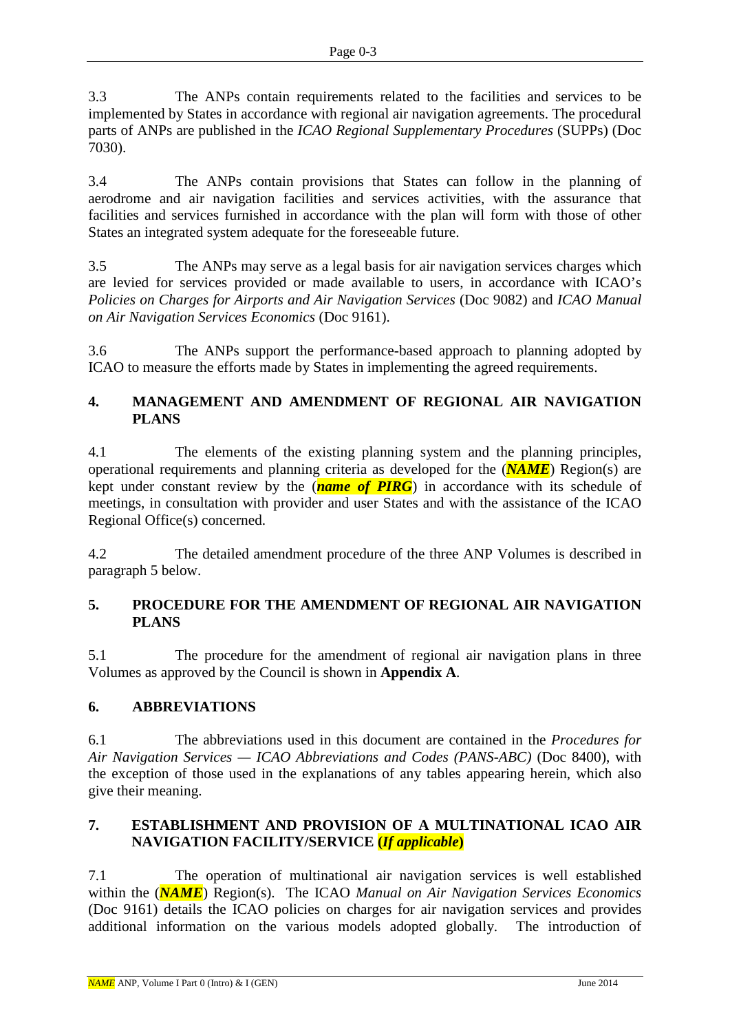3.3 The ANPs contain requirements related to the facilities and services to be implemented by States in accordance with regional air navigation agreements. The procedural parts of ANPs are published in the *ICAO Regional Supplementary Procedures* (SUPPs) (Doc 7030).

3.4 The ANPs contain provisions that States can follow in the planning of aerodrome and air navigation facilities and services activities, with the assurance that facilities and services furnished in accordance with the plan will form with those of other States an integrated system adequate for the foreseeable future.

3.5 The ANPs may serve as a legal basis for air navigation services charges which are levied for services provided or made available to users, in accordance with ICAO's *Policies on Charges for Airports and Air Navigation Services* (Doc 9082) and *ICAO Manual on Air Navigation Services Economics* (Doc 9161).

3.6 The ANPs support the performance-based approach to planning adopted by ICAO to measure the efforts made by States in implementing the agreed requirements.

## 4. MANAGEMENT AND AMENDMENT OF REGIONAL AIR NAVIGATION PLANS

4.1 The elements of the existing planning system and the planning principles, operational requirements and planning criteria as developed for the (***NAME***) Region(s) are kept under constant review by the (***name of PIRG***) in accordance with its schedule of meetings, in consultation with provider and user States and with the assistance of the ICAO Regional Office(s) concerned.

4.2 The detailed amendment procedure of the three ANP Volumes is described in paragraph 5 below.

## 5. PROCEDURE FOR THE AMENDMENT OF REGIONAL AIR NAVIGATION PLANS

5.1 The procedure for the amendment of regional air navigation plans in three Volumes as approved by the Council is shown in **Appendix A**.

## 6. ABBREVIATIONS

6.1 The abbreviations used in this document are contained in the *Procedures for Air Navigation Services — ICAO Abbreviations and Codes (PANS-ABC)* (Doc 8400), with the exception of those used in the explanations of any tables appearing herein, which also give their meaning.

## 7. ESTABLISHMENT AND PROVISION OF A MULTINATIONAL ICAO AIR NAVIGATION FACILITY/SERVICE (*If applicable*)

7.1 The operation of multinational air navigation services is well established within the (***NAME***) Region(s). The ICAO *Manual on Air Navigation Services Economics* (Doc 9161) details the ICAO policies on charges for air navigation services and provides additional information on the various models adopted globally. The introduction of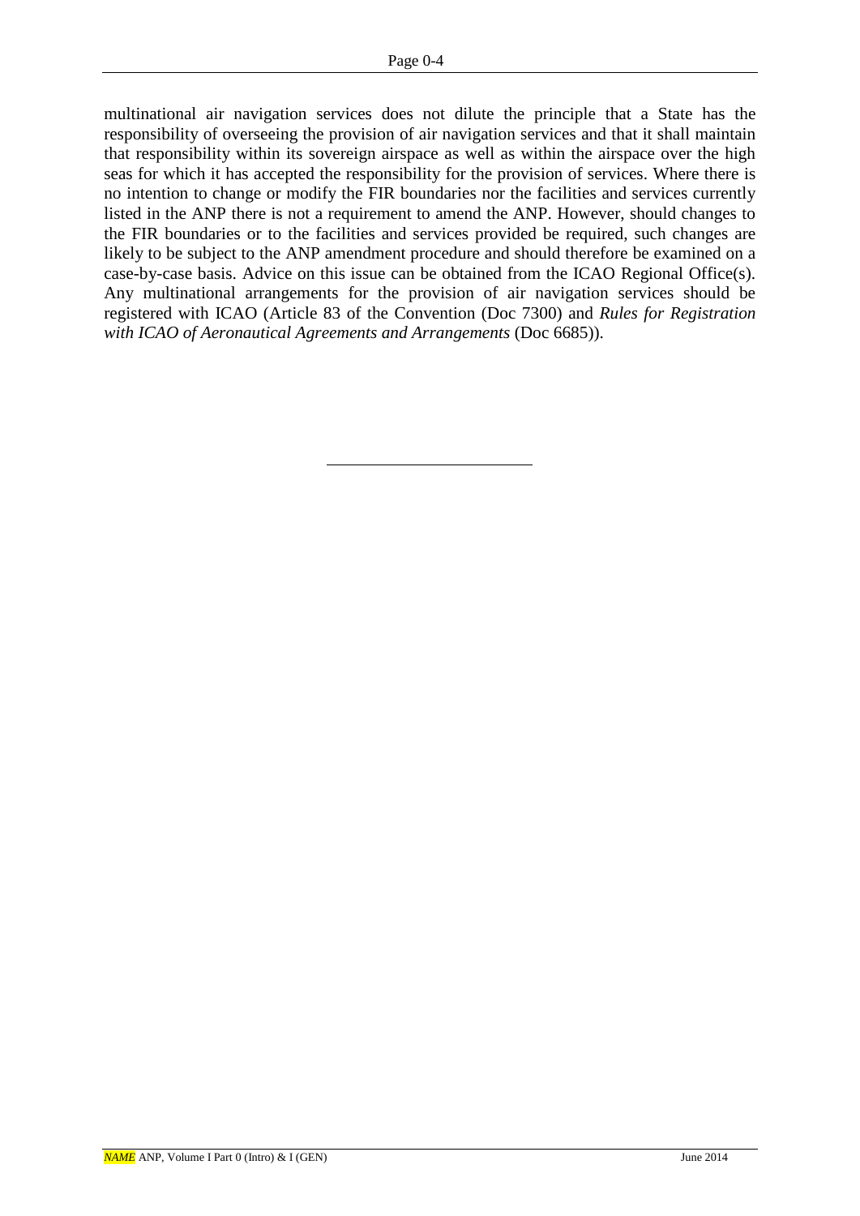multinational air navigation services does not dilute the principle that a State has the responsibility of overseeing the provision of air navigation services and that it shall maintain that responsibility within its sovereign airspace as well as within the airspace over the high seas for which it has accepted the responsibility for the provision of services. Where there is no intention to change or modify the FIR boundaries nor the facilities and services currently listed in the ANP there is not a requirement to amend the ANP. However, should changes to the FIR boundaries or to the facilities and services provided be required, such changes are likely to be subject to the ANP amendment procedure and should therefore be examined on a case-by-case basis. Advice on this issue can be obtained from the ICAO Regional Office(s). Any multinational arrangements for the provision of air navigation services should be registered with ICAO (Article 83 of the Convention (Doc 7300) and *Rules for Registration with ICAO of Aeronautical Agreements and Arrangements* (Doc 6685)).

---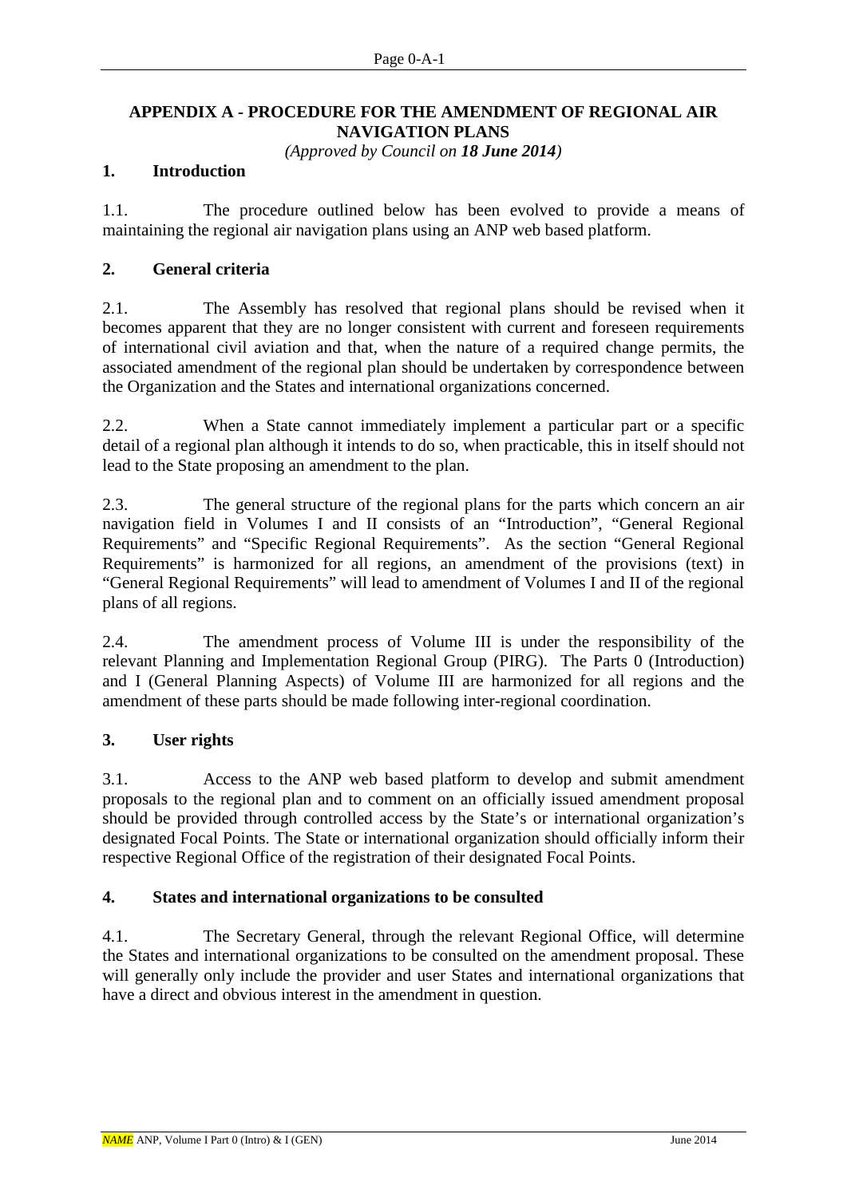# APPENDIX A - PROCEDURE FOR THE AMENDMENT OF REGIONAL AIR NAVIGATION PLANS

*(Approved by Council on **18 June 2014**)*

## 1. Introduction

1.1. The procedure outlined below has been evolved to provide a means of maintaining the regional air navigation plans using an ANP web based platform.

## 2. General criteria

2.1. The Assembly has resolved that regional plans should be revised when it becomes apparent that they are no longer consistent with current and foreseen requirements of international civil aviation and that, when the nature of a required change permits, the associated amendment of the regional plan should be undertaken by correspondence between the Organization and the States and international organizations concerned.

2.2. When a State cannot immediately implement a particular part or a specific detail of a regional plan although it intends to do so, when practicable, this in itself should not lead to the State proposing an amendment to the plan.

2.3. The general structure of the regional plans for the parts which concern an air navigation field in Volumes I and II consists of an "Introduction", "General Regional Requirements" and "Specific Regional Requirements". As the section "General Regional Requirements" is harmonized for all regions, an amendment of the provisions (text) in "General Regional Requirements" will lead to amendment of Volumes I and II of the regional plans of all regions.

2.4. The amendment process of Volume III is under the responsibility of the relevant Planning and Implementation Regional Group (PIRG). The Parts 0 (Introduction) and I (General Planning Aspects) of Volume III are harmonized for all regions and the amendment of these parts should be made following inter-regional coordination.

## 3. User rights

3.1. Access to the ANP web based platform to develop and submit amendment proposals to the regional plan and to comment on an officially issued amendment proposal should be provided through controlled access by the State's or international organization's designated Focal Points. The State or international organization should officially inform their respective Regional Office of the registration of their designated Focal Points.

## 4. States and international organizations to be consulted

4.1. The Secretary General, through the relevant Regional Office, will determine the States and international organizations to be consulted on the amendment proposal. These will generally only include the provider and user States and international organizations that have a direct and obvious interest in the amendment in question.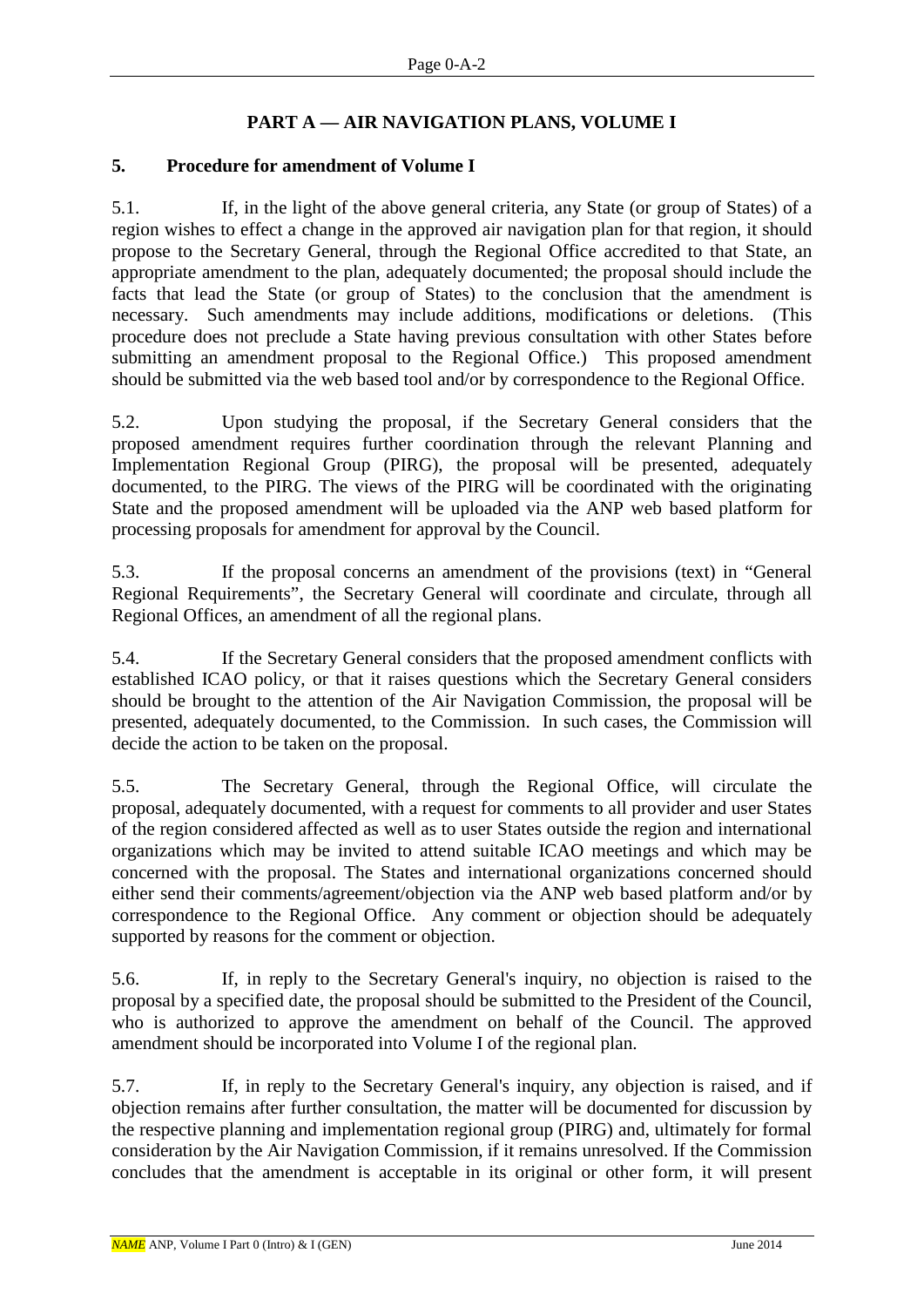## PART A — AIR NAVIGATION PLANS, VOLUME I

### 5. Procedure for amendment of Volume I

5.1. If, in the light of the above general criteria, any State (or group of States) of a region wishes to effect a change in the approved air navigation plan for that region, it should propose to the Secretary General, through the Regional Office accredited to that State, an appropriate amendment to the plan, adequately documented; the proposal should include the facts that lead the State (or group of States) to the conclusion that the amendment is necessary. Such amendments may include additions, modifications or deletions. (This procedure does not preclude a State having previous consultation with other States before submitting an amendment proposal to the Regional Office.) This proposed amendment should be submitted via the web based tool and/or by correspondence to the Regional Office.

5.2. Upon studying the proposal, if the Secretary General considers that the proposed amendment requires further coordination through the relevant Planning and Implementation Regional Group (PIRG), the proposal will be presented, adequately documented, to the PIRG. The views of the PIRG will be coordinated with the originating State and the proposed amendment will be uploaded via the ANP web based platform for processing proposals for amendment for approval by the Council.

5.3. If the proposal concerns an amendment of the provisions (text) in "General Regional Requirements", the Secretary General will coordinate and circulate, through all Regional Offices, an amendment of all the regional plans.

5.4. If the Secretary General considers that the proposed amendment conflicts with established ICAO policy, or that it raises questions which the Secretary General considers should be brought to the attention of the Air Navigation Commission, the proposal will be presented, adequately documented, to the Commission. In such cases, the Commission will decide the action to be taken on the proposal.

5.5. The Secretary General, through the Regional Office, will circulate the proposal, adequately documented, with a request for comments to all provider and user States of the region considered affected as well as to user States outside the region and international organizations which may be invited to attend suitable ICAO meetings and which may be concerned with the proposal. The States and international organizations concerned should either send their comments/agreement/objection via the ANP web based platform and/or by correspondence to the Regional Office. Any comment or objection should be adequately supported by reasons for the comment or objection.

5.6. If, in reply to the Secretary General's inquiry, no objection is raised to the proposal by a specified date, the proposal should be submitted to the President of the Council, who is authorized to approve the amendment on behalf of the Council. The approved amendment should be incorporated into Volume I of the regional plan.

5.7. If, in reply to the Secretary General's inquiry, any objection is raised, and if objection remains after further consultation, the matter will be documented for discussion by the respective planning and implementation regional group (PIRG) and, ultimately for formal consideration by the Air Navigation Commission, if it remains unresolved. If the Commission concludes that the amendment is acceptable in its original or other form, it will present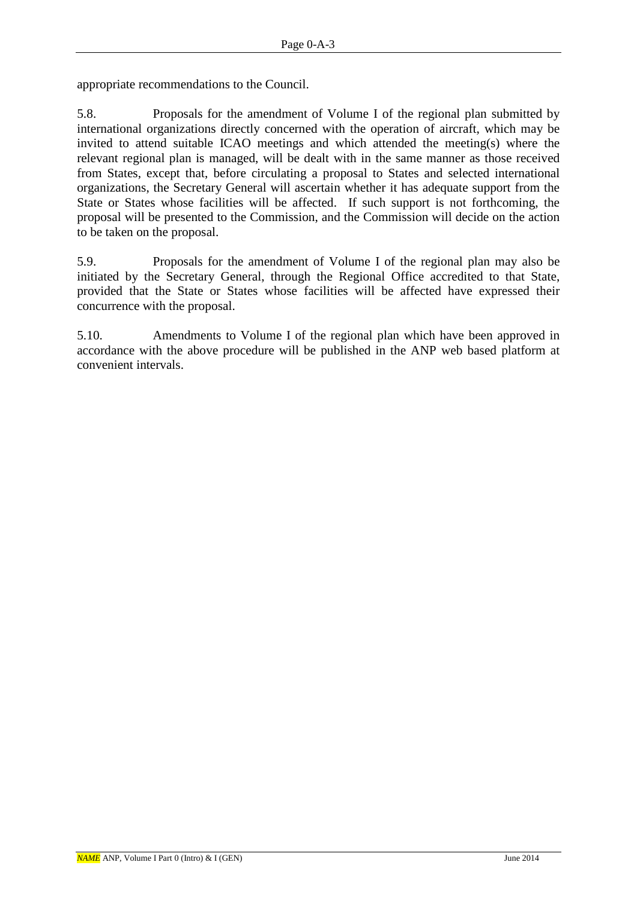appropriate recommendations to the Council.

5.8. Proposals for the amendment of Volume I of the regional plan submitted by international organizations directly concerned with the operation of aircraft, which may be invited to attend suitable ICAO meetings and which attended the meeting(s) where the relevant regional plan is managed, will be dealt with in the same manner as those received from States, except that, before circulating a proposal to States and selected international organizations, the Secretary General will ascertain whether it has adequate support from the State or States whose facilities will be affected. If such support is not forthcoming, the proposal will be presented to the Commission, and the Commission will decide on the action to be taken on the proposal.

5.9. Proposals for the amendment of Volume I of the regional plan may also be initiated by the Secretary General, through the Regional Office accredited to that State, provided that the State or States whose facilities will be affected have expressed their concurrence with the proposal.

5.10. Amendments to Volume I of the regional plan which have been approved in accordance with the above procedure will be published in the ANP web based platform at convenient intervals.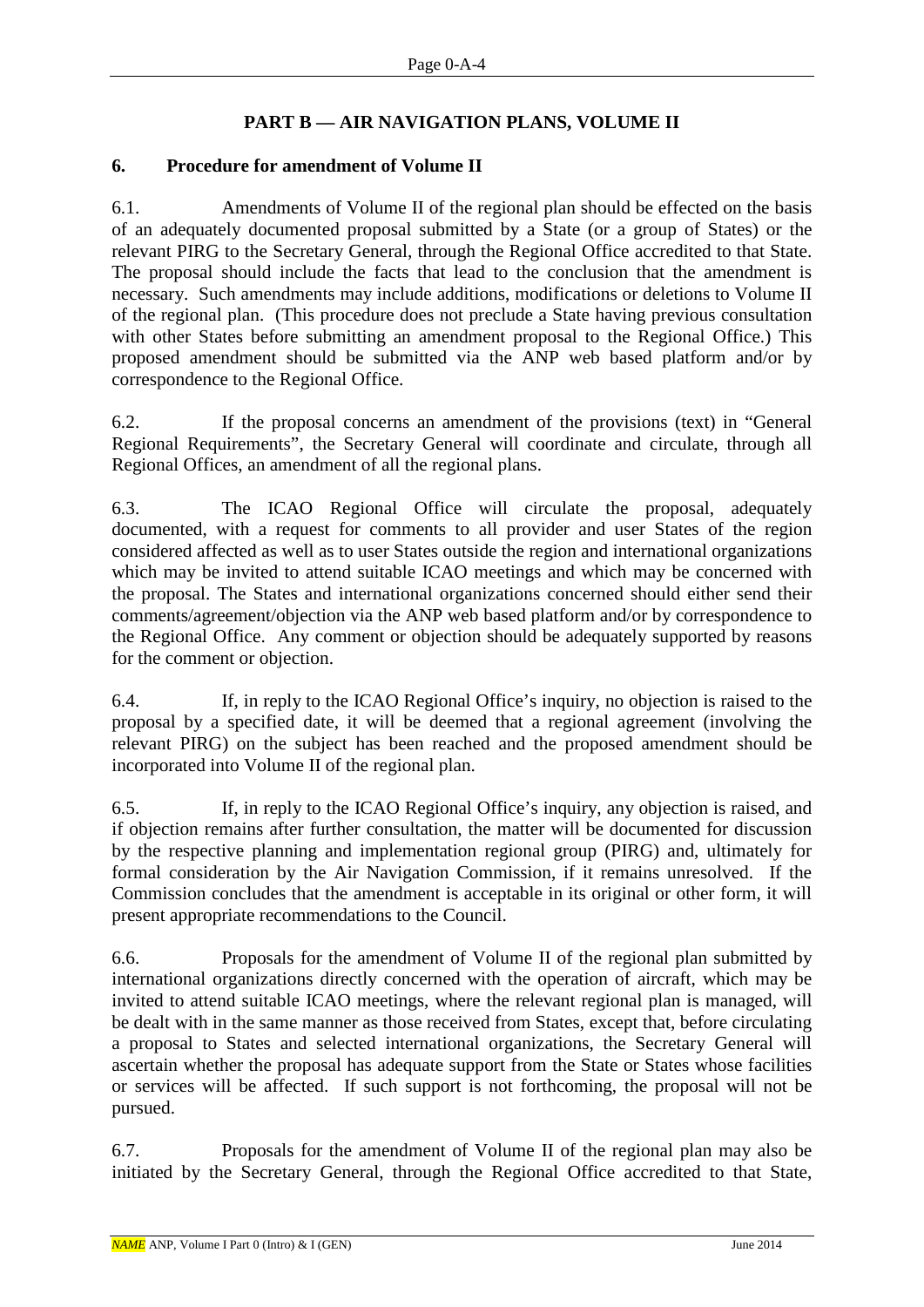# PART B — AIR NAVIGATION PLANS, VOLUME II

## 6. Procedure for amendment of Volume II

6.1. Amendments of Volume II of the regional plan should be effected on the basis of an adequately documented proposal submitted by a State (or a group of States) or the relevant PIRG to the Secretary General, through the Regional Office accredited to that State. The proposal should include the facts that lead to the conclusion that the amendment is necessary. Such amendments may include additions, modifications or deletions to Volume II of the regional plan. (This procedure does not preclude a State having previous consultation with other States before submitting an amendment proposal to the Regional Office.) This proposed amendment should be submitted via the ANP web based platform and/or by correspondence to the Regional Office.

6.2. If the proposal concerns an amendment of the provisions (text) in "General Regional Requirements", the Secretary General will coordinate and circulate, through all Regional Offices, an amendment of all the regional plans.

6.3. The ICAO Regional Office will circulate the proposal, adequately documented, with a request for comments to all provider and user States of the region considered affected as well as to user States outside the region and international organizations which may be invited to attend suitable ICAO meetings and which may be concerned with the proposal. The States and international organizations concerned should either send their comments/agreement/objection via the ANP web based platform and/or by correspondence to the Regional Office. Any comment or objection should be adequately supported by reasons for the comment or objection.

6.4. If, in reply to the ICAO Regional Office's inquiry, no objection is raised to the proposal by a specified date, it will be deemed that a regional agreement (involving the relevant PIRG) on the subject has been reached and the proposed amendment should be incorporated into Volume II of the regional plan.

6.5. If, in reply to the ICAO Regional Office's inquiry, any objection is raised, and if objection remains after further consultation, the matter will be documented for discussion by the respective planning and implementation regional group (PIRG) and, ultimately for formal consideration by the Air Navigation Commission, if it remains unresolved. If the Commission concludes that the amendment is acceptable in its original or other form, it will present appropriate recommendations to the Council.

6.6. Proposals for the amendment of Volume II of the regional plan submitted by international organizations directly concerned with the operation of aircraft, which may be invited to attend suitable ICAO meetings, where the relevant regional plan is managed, will be dealt with in the same manner as those received from States, except that, before circulating a proposal to States and selected international organizations, the Secretary General will ascertain whether the proposal has adequate support from the State or States whose facilities or services will be affected. If such support is not forthcoming, the proposal will not be pursued.

6.7. Proposals for the amendment of Volume II of the regional plan may also be initiated by the Secretary General, through the Regional Office accredited to that State,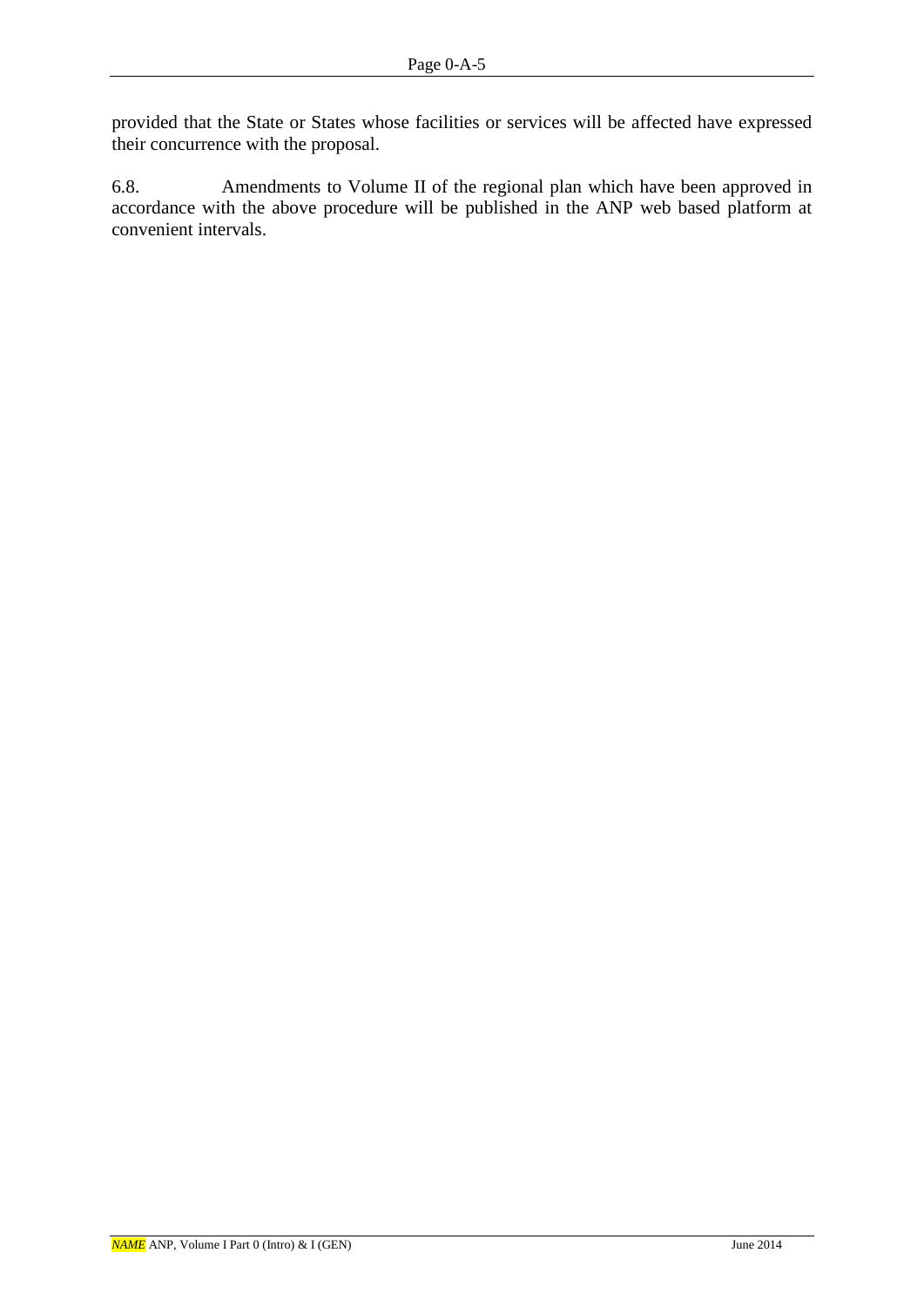provided that the State or States whose facilities or services will be affected have expressed their concurrence with the proposal.

6.8. Amendments to Volume II of the regional plan which have been approved in accordance with the above procedure will be published in the ANP web based platform at convenient intervals.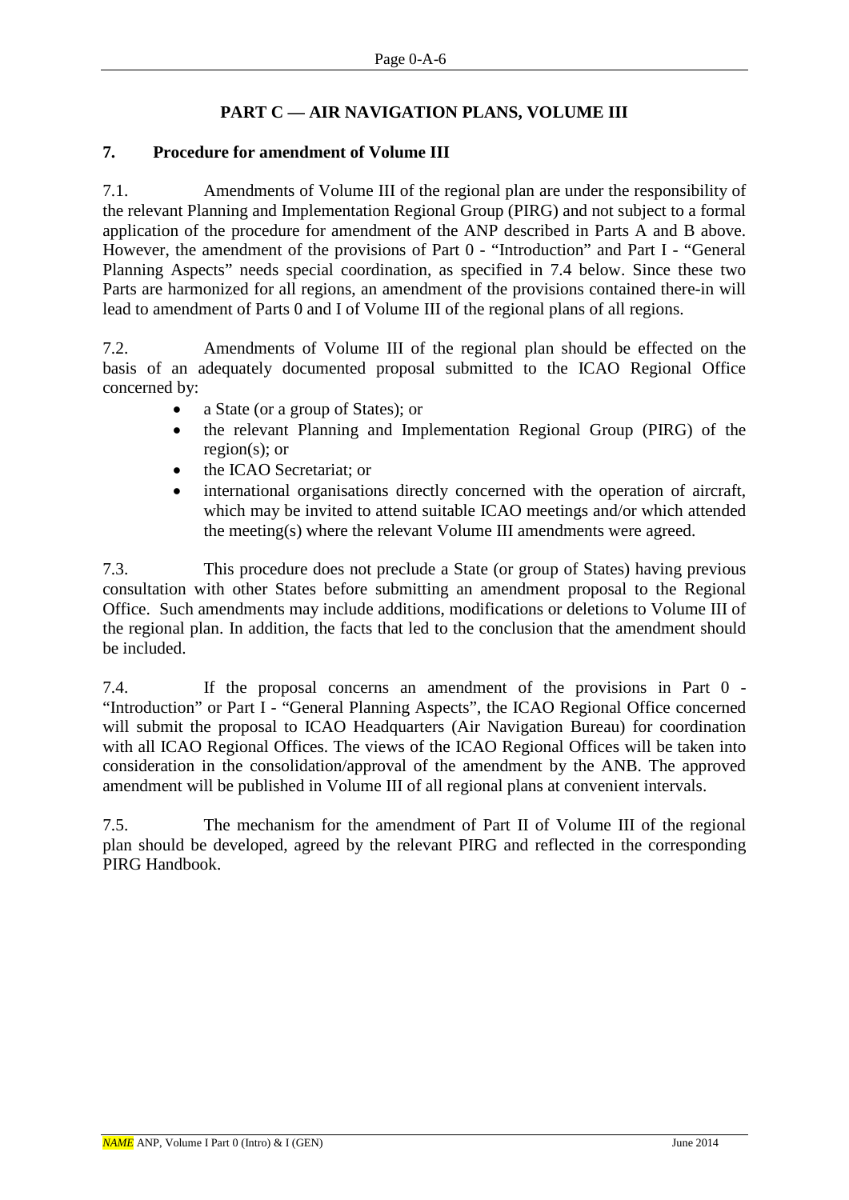## PART C — AIR NAVIGATION PLANS, VOLUME III

### 7. Procedure for amendment of Volume III

7.1. Amendments of Volume III of the regional plan are under the responsibility of the relevant Planning and Implementation Regional Group (PIRG) and not subject to a formal application of the procedure for amendment of the ANP described in Parts A and B above. However, the amendment of the provisions of Part 0 - "Introduction" and Part I - "General Planning Aspects" needs special coordination, as specified in 7.4 below. Since these two Parts are harmonized for all regions, an amendment of the provisions contained there-in will lead to amendment of Parts 0 and I of Volume III of the regional plans of all regions.

7.2. Amendments of Volume III of the regional plan should be effected on the basis of an adequately documented proposal submitted to the ICAO Regional Office concerned by:

- a State (or a group of States); or
- the relevant Planning and Implementation Regional Group (PIRG) of the region(s); or
- the ICAO Secretariat; or
- international organisations directly concerned with the operation of aircraft, which may be invited to attend suitable ICAO meetings and/or which attended the meeting(s) where the relevant Volume III amendments were agreed.

7.3. This procedure does not preclude a State (or group of States) having previous consultation with other States before submitting an amendment proposal to the Regional Office. Such amendments may include additions, modifications or deletions to Volume III of the regional plan. In addition, the facts that led to the conclusion that the amendment should be included.

7.4. If the proposal concerns an amendment of the provisions in Part 0 - "Introduction" or Part I - "General Planning Aspects", the ICAO Regional Office concerned will submit the proposal to ICAO Headquarters (Air Navigation Bureau) for coordination with all ICAO Regional Offices. The views of the ICAO Regional Offices will be taken into consideration in the consolidation/approval of the amendment by the ANB. The approved amendment will be published in Volume III of all regional plans at convenient intervals.

7.5. The mechanism for the amendment of Part II of Volume III of the regional plan should be developed, agreed by the relevant PIRG and reflected in the corresponding PIRG Handbook.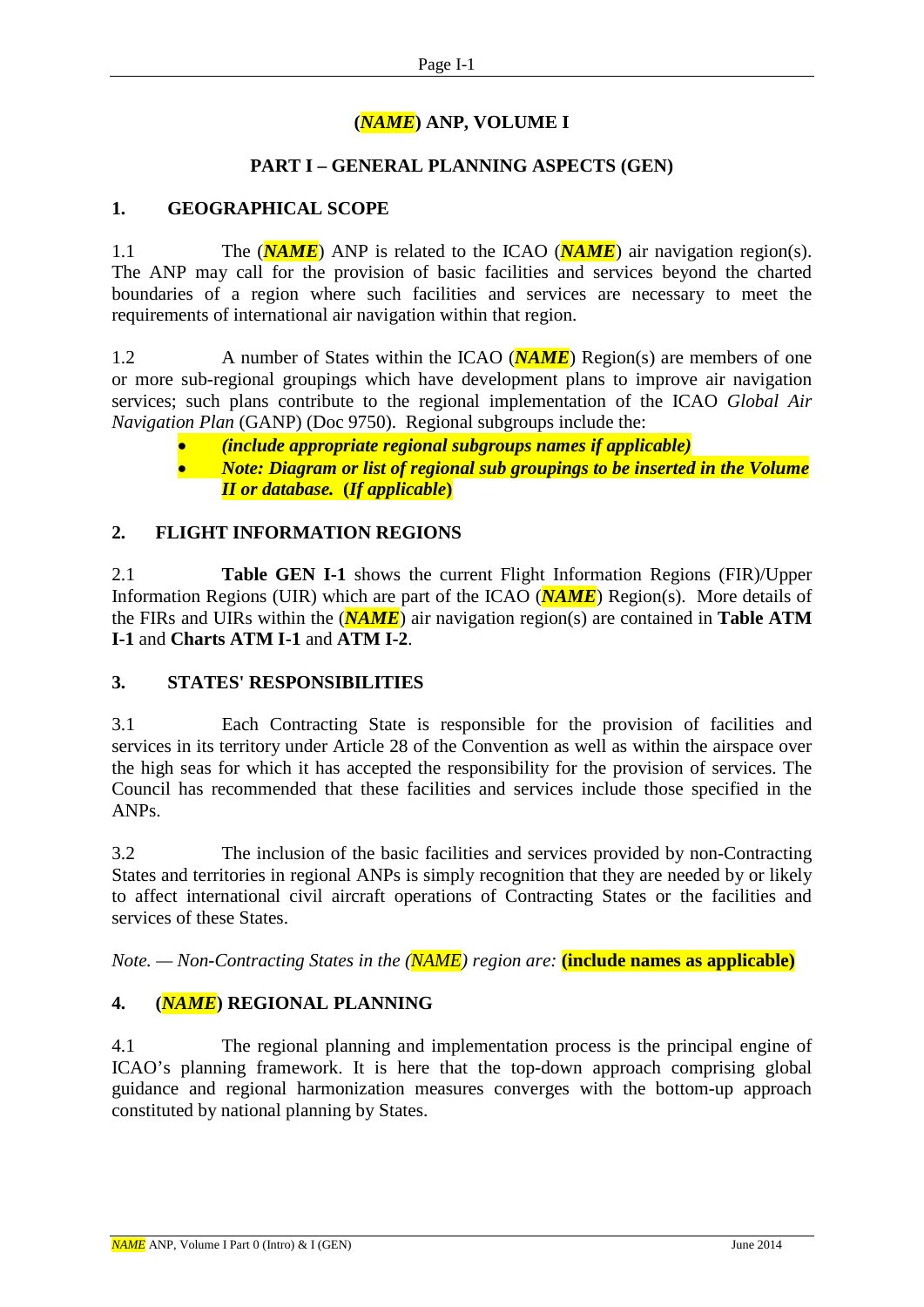# (*NAME*) ANP, VOLUME I

## PART I – GENERAL PLANNING ASPECTS (GEN)

### 1. GEOGRAPHICAL SCOPE

1.1 The (***NAME***) ANP is related to the ICAO (***NAME***) air navigation region(s). The ANP may call for the provision of basic facilities and services beyond the charted boundaries of a region where such facilities and services are necessary to meet the requirements of international air navigation within that region.

1.2 A number of States within the ICAO (***NAME***) Region(s) are members of one or more sub-regional groupings which have development plans to improve air navigation services; such plans contribute to the regional implementation of the ICAO *Global Air Navigation Plan* (GANP) (Doc 9750). Regional subgroups include the:

- ***(include appropriate regional subgroups names if applicable)***
- ***Note: Diagram or list of regional sub groupings to be inserted in the Volume II or database. (If applicable)***

### 2. FLIGHT INFORMATION REGIONS

2.1 **Table GEN I-1** shows the current Flight Information Regions (FIR)/Upper Information Regions (UIR) which are part of the ICAO (***NAME***) Region(s). More details of the FIRs and UIRs within the (***NAME***) air navigation region(s) are contained in **Table ATM I-1** and **Charts ATM I-1** and **ATM I-2**.

### 3. STATES' RESPONSIBILITIES

3.1 Each Contracting State is responsible for the provision of facilities and services in its territory under Article 28 of the Convention as well as within the airspace over the high seas for which it has accepted the responsibility for the provision of services. The Council has recommended that these facilities and services include those specified in the ANPs.

3.2 The inclusion of the basic facilities and services provided by non-Contracting States and territories in regional ANPs is simply recognition that they are needed by or likely to affect international civil aircraft operations of Contracting States or the facilities and services of these States.

*Note. — Non-Contracting States in the (NAME) region are:* **(include names as applicable)**

### 4. (*NAME*) REGIONAL PLANNING

4.1 The regional planning and implementation process is the principal engine of ICAO's planning framework. It is here that the top-down approach comprising global guidance and regional harmonization measures converges with the bottom-up approach constituted by national planning by States.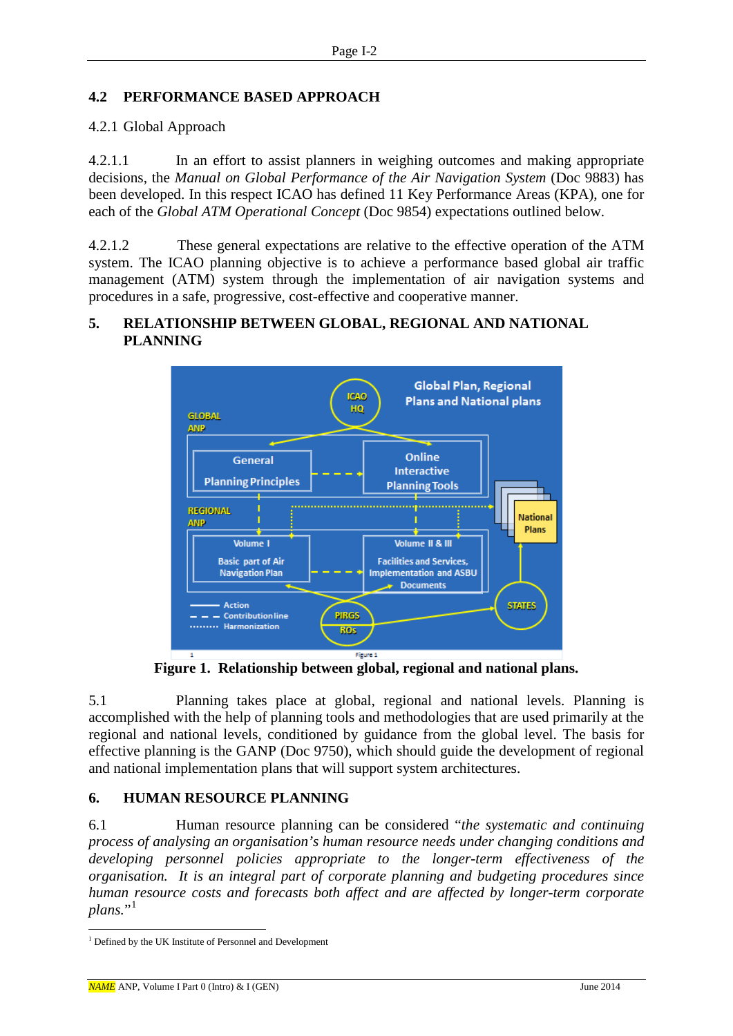## 4.2 PERFORMANCE BASED APPROACH

4.2.1 Global Approach

4.2.1.1 In an effort to assist planners in weighing outcomes and making appropriate decisions, the *Manual on Global Performance of the Air Navigation System* (Doc 9883) has been developed. In this respect ICAO has defined 11 Key Performance Areas (KPA), one for each of the *Global ATM Operational Concept* (Doc 9854) expectations outlined below.

4.2.1.2 These general expectations are relative to the effective operation of the ATM system. The ICAO planning objective is to achieve a performance based global air traffic management (ATM) system through the implementation of air navigation systems and procedures in a safe, progressive, cost-effective and cooperative manner.

## 5. RELATIONSHIP BETWEEN GLOBAL, REGIONAL AND NATIONAL PLANNING

**Figure 1. Relationship between global, regional and national plans.**

5.1 Planning takes place at global, regional and national levels. Planning is accomplished with the help of planning tools and methodologies that are used primarily at the regional and national levels, conditioned by guidance from the global level. The basis for effective planning is the GANP (Doc 9750), which should guide the development of regional and national implementation plans that will support system architectures.

## 6. HUMAN RESOURCE PLANNING

6.1 Human resource planning can be considered "*the systematic and continuing process of analysing an organisation's human resource needs under changing conditions and developing personnel policies appropriate to the longer-term effectiveness of the organisation. It is an integral part of corporate planning and budgeting procedures since human resource costs and forecasts both affect and are affected by longer-term corporate plans.*"[1]

[1] Defined by the UK Institute of Personnel and Development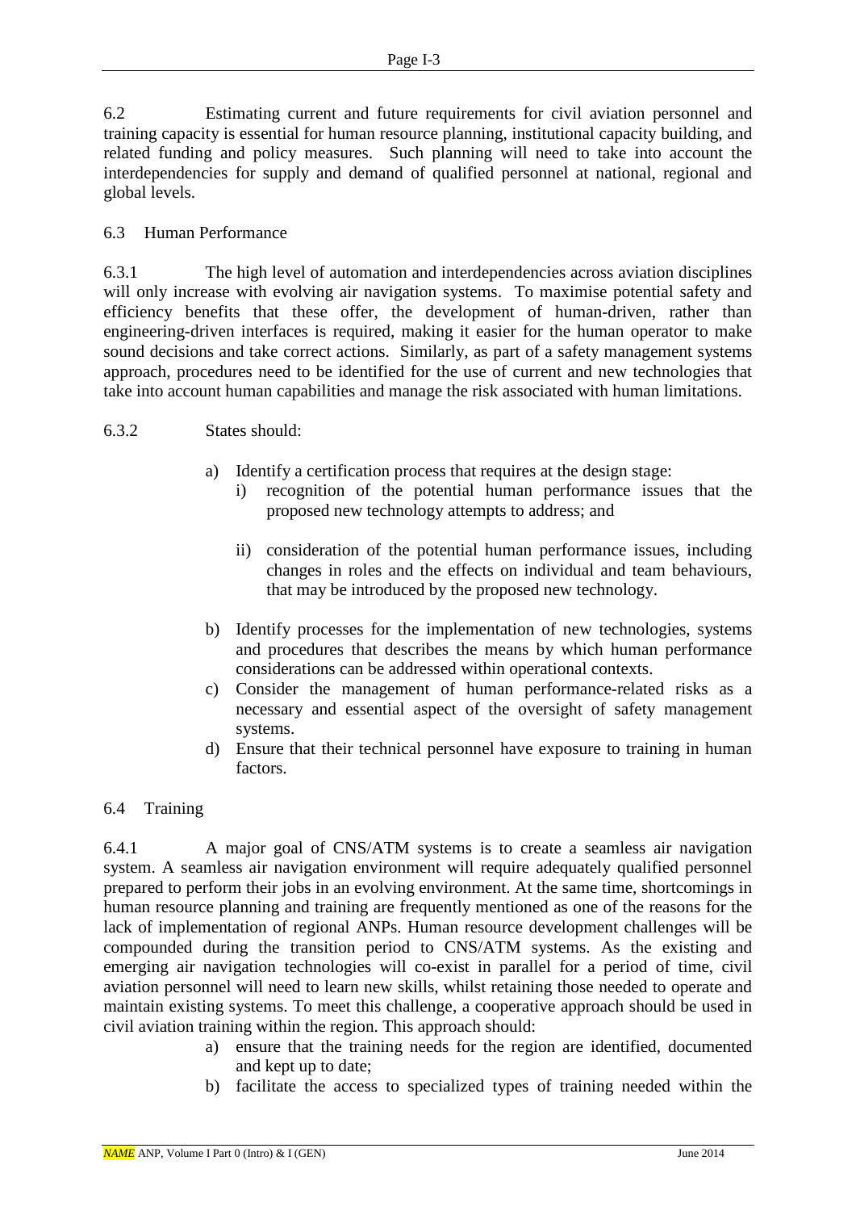6.2 Estimating current and future requirements for civil aviation personnel and training capacity is essential for human resource planning, institutional capacity building, and related funding and policy measures. Such planning will need to take into account the interdependencies for supply and demand of qualified personnel at national, regional and global levels.

### 6.3 Human Performance

6.3.1 The high level of automation and interdependencies across aviation disciplines will only increase with evolving air navigation systems. To maximise potential safety and efficiency benefits that these offer, the development of human-driven, rather than engineering-driven interfaces is required, making it easier for the human operator to make sound decisions and take correct actions. Similarly, as part of a safety management systems approach, procedures need to be identified for the use of current and new technologies that take into account human capabilities and manage the risk associated with human limitations.

6.3.2 States should:

a) Identify a certification process that requires at the design stage:
   i) recognition of the potential human performance issues that the proposed new technology attempts to address; and

   ii) consideration of the potential human performance issues, including changes in roles and the effects on individual and team behaviours, that may be introduced by the proposed new technology.

b) Identify processes for the implementation of new technologies, systems and procedures that describes the means by which human performance considerations can be addressed within operational contexts.

c) Consider the management of human performance-related risks as a necessary and essential aspect of the oversight of safety management systems.

d) Ensure that their technical personnel have exposure to training in human factors.

### 6.4 Training

6.4.1 A major goal of CNS/ATM systems is to create a seamless air navigation system. A seamless air navigation environment will require adequately qualified personnel prepared to perform their jobs in an evolving environment. At the same time, shortcomings in human resource planning and training are frequently mentioned as one of the reasons for the lack of implementation of regional ANPs. Human resource development challenges will be compounded during the transition period to CNS/ATM systems. As the existing and emerging air navigation technologies will co-exist in parallel for a period of time, civil aviation personnel will need to learn new skills, whilst retaining those needed to operate and maintain existing systems. To meet this challenge, a cooperative approach should be used in civil aviation training within the region. This approach should:

a) ensure that the training needs for the region are identified, documented and kept up to date;

b) facilitate the access to specialized types of training needed within the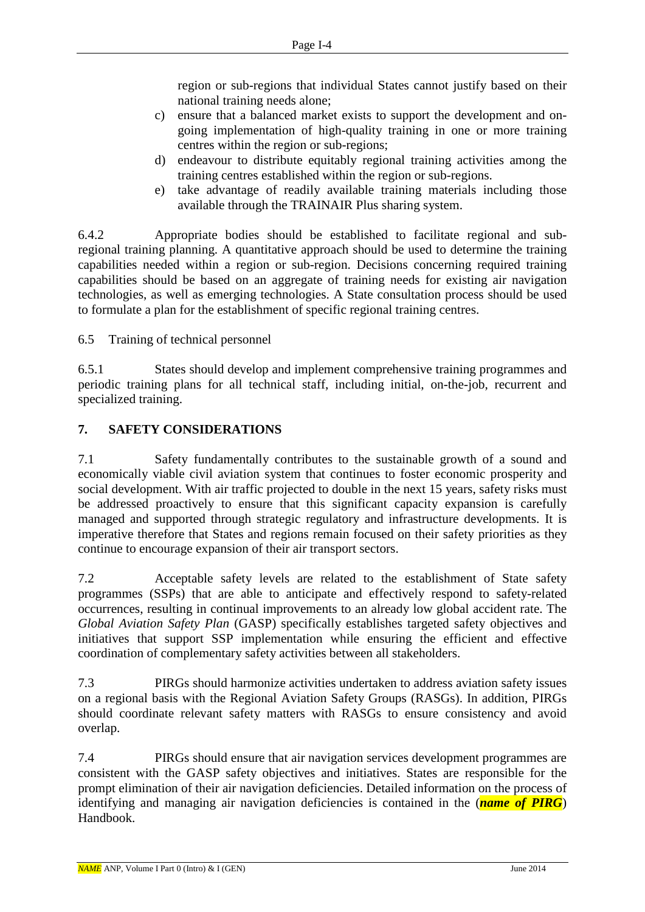region or sub-regions that individual States cannot justify based on their national training needs alone;

c) ensure that a balanced market exists to support the development and on-going implementation of high-quality training in one or more training centres within the region or sub-regions;

d) endeavour to distribute equitably regional training activities among the training centres established within the region or sub-regions.

e) take advantage of readily available training materials including those available through the TRAINAIR Plus sharing system.

6.4.2 Appropriate bodies should be established to facilitate regional and sub-regional training planning. A quantitative approach should be used to determine the training capabilities needed within a region or sub-region. Decisions concerning required training capabilities should be based on an aggregate of training needs for existing air navigation technologies, as well as emerging technologies. A State consultation process should be used to formulate a plan for the establishment of specific regional training centres.

6.5 Training of technical personnel

6.5.1 States should develop and implement comprehensive training programmes and periodic training plans for all technical staff, including initial, on-the-job, recurrent and specialized training.

## 7. SAFETY CONSIDERATIONS

7.1 Safety fundamentally contributes to the sustainable growth of a sound and economically viable civil aviation system that continues to foster economic prosperity and social development. With air traffic projected to double in the next 15 years, safety risks must be addressed proactively to ensure that this significant capacity expansion is carefully managed and supported through strategic regulatory and infrastructure developments. It is imperative therefore that States and regions remain focused on their safety priorities as they continue to encourage expansion of their air transport sectors.

7.2 Acceptable safety levels are related to the establishment of State safety programmes (SSPs) that are able to anticipate and effectively respond to safety-related occurrences, resulting in continual improvements to an already low global accident rate. The *Global Aviation Safety Plan* (GASP) specifically establishes targeted safety objectives and initiatives that support SSP implementation while ensuring the efficient and effective coordination of complementary safety activities between all stakeholders.

7.3 PIRGs should harmonize activities undertaken to address aviation safety issues on a regional basis with the Regional Aviation Safety Groups (RASGs). In addition, PIRGs should coordinate relevant safety matters with RASGs to ensure consistency and avoid overlap.

7.4 PIRGs should ensure that air navigation services development programmes are consistent with the GASP safety objectives and initiatives. States are responsible for the prompt elimination of their air navigation deficiencies. Detailed information on the process of identifying and managing air navigation deficiencies is contained in the (***name of PIRG***) Handbook.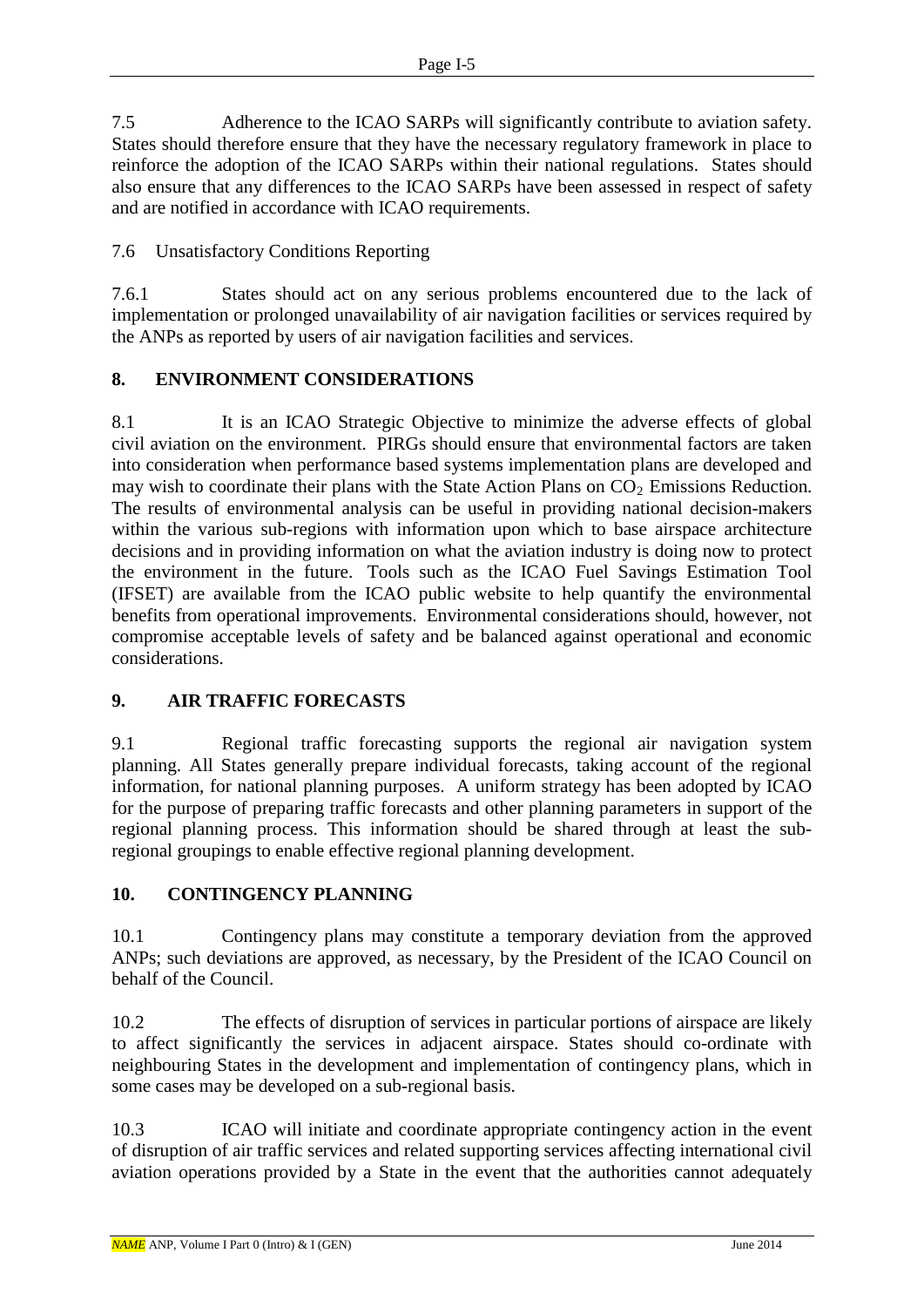7.5 Adherence to the ICAO SARPs will significantly contribute to aviation safety. States should therefore ensure that they have the necessary regulatory framework in place to reinforce the adoption of the ICAO SARPs within their national regulations. States should also ensure that any differences to the ICAO SARPs have been assessed in respect of safety and are notified in accordance with ICAO requirements.

7.6 Unsatisfactory Conditions Reporting

7.6.1 States should act on any serious problems encountered due to the lack of implementation or prolonged unavailability of air navigation facilities or services required by the ANPs as reported by users of air navigation facilities and services.

## 8. ENVIRONMENT CONSIDERATIONS

8.1 It is an ICAO Strategic Objective to minimize the adverse effects of global civil aviation on the environment. PIRGs should ensure that environmental factors are taken into consideration when performance based systems implementation plans are developed and may wish to coordinate their plans with the State Action Plans on $CO_2$ Emissions Reduction. The results of environmental analysis can be useful in providing national decision-makers within the various sub-regions with information upon which to base airspace architecture decisions and in providing information on what the aviation industry is doing now to protect the environment in the future. Tools such as the ICAO Fuel Savings Estimation Tool (IFSET) are available from the ICAO public website to help quantify the environmental benefits from operational improvements. Environmental considerations should, however, not compromise acceptable levels of safety and be balanced against operational and economic considerations.

## 9. AIR TRAFFIC FORECASTS

9.1 Regional traffic forecasting supports the regional air navigation system planning. All States generally prepare individual forecasts, taking account of the regional information, for national planning purposes. A uniform strategy has been adopted by ICAO for the purpose of preparing traffic forecasts and other planning parameters in support of the regional planning process. This information should be shared through at least the sub-regional groupings to enable effective regional planning development.

## 10. CONTINGENCY PLANNING

10.1 Contingency plans may constitute a temporary deviation from the approved ANPs; such deviations are approved, as necessary, by the President of the ICAO Council on behalf of the Council.

10.2 The effects of disruption of services in particular portions of airspace are likely to affect significantly the services in adjacent airspace. States should co-ordinate with neighbouring States in the development and implementation of contingency plans, which in some cases may be developed on a sub-regional basis.

10.3 ICAO will initiate and coordinate appropriate contingency action in the event of disruption of air traffic services and related supporting services affecting international civil aviation operations provided by a State in the event that the authorities cannot adequately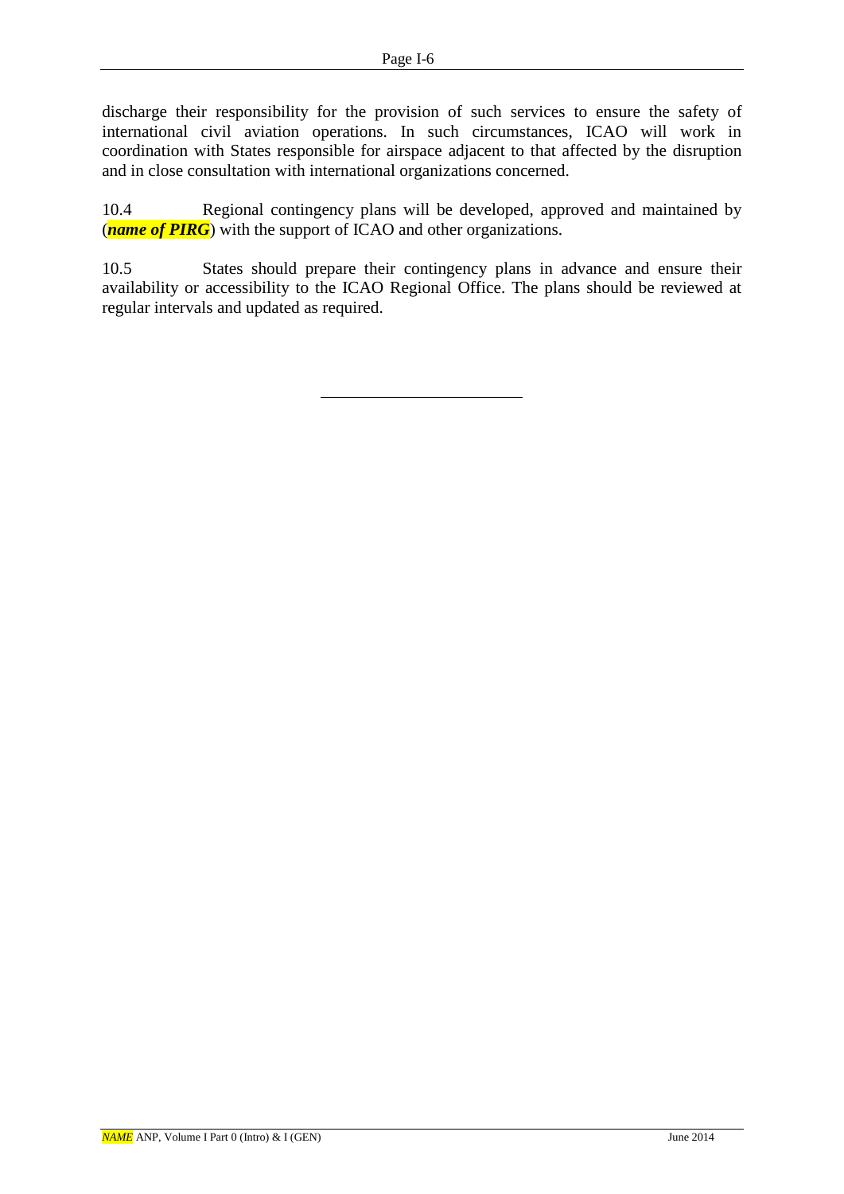discharge their responsibility for the provision of such services to ensure the safety of international civil aviation operations. In such circumstances, ICAO will work in coordination with States responsible for airspace adjacent to that affected by the disruption and in close consultation with international organizations concerned.

10.4 Regional contingency plans will be developed, approved and maintained by (***name of PIRG***) with the support of ICAO and other organizations.

10.5 States should prepare their contingency plans in advance and ensure their availability or accessibility to the ICAO Regional Office. The plans should be reviewed at regular intervals and updated as required.

---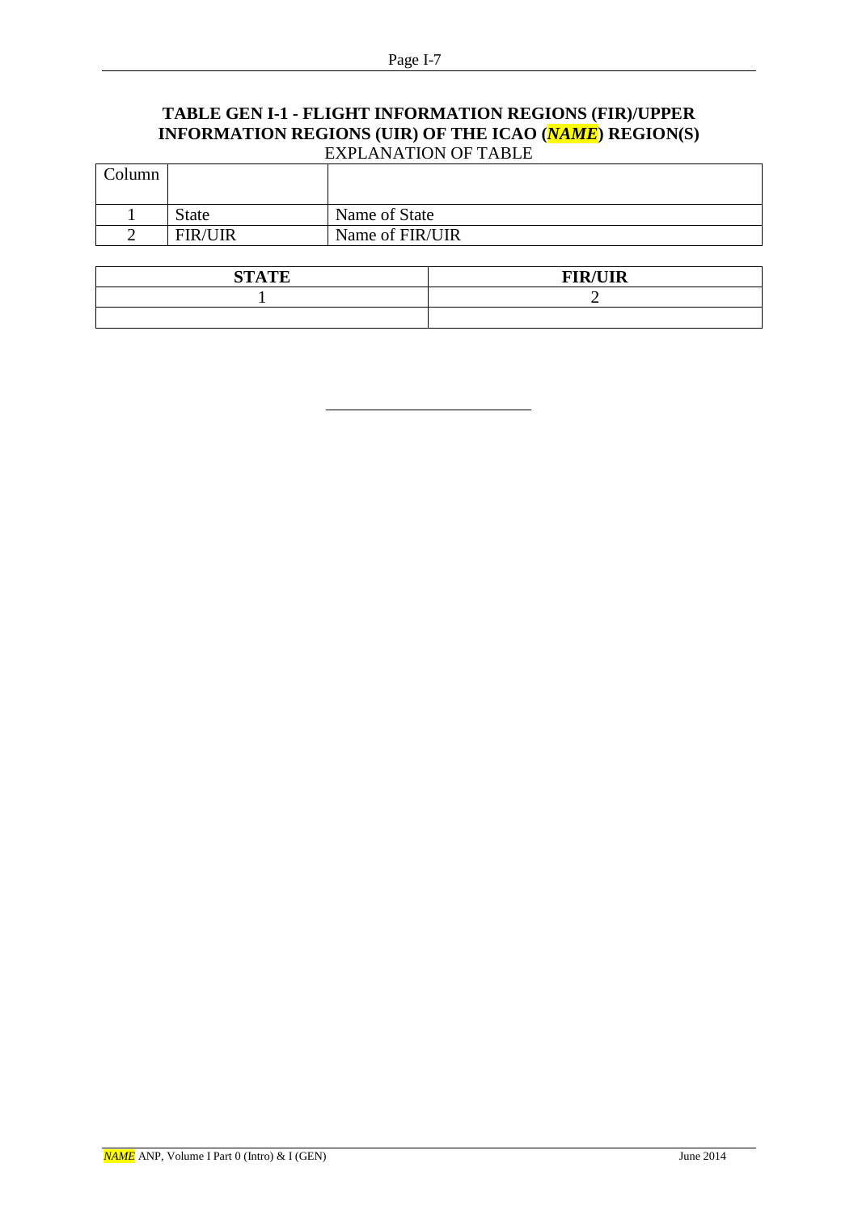## TABLE GEN I-1 - FLIGHT INFORMATION REGIONS (FIR)/UPPER INFORMATION REGIONS (UIR) OF THE ICAO (*NAME*) REGION(S)

EXPLANATION OF TABLE

| Column | | |
|---|---|---|
| 1 | State | Name of State |
| 2 | FIR/UIR | Name of FIR/UIR |

| **STATE** | **FIR/UIR** |
|---|---|
| 1 | 2 |
| | |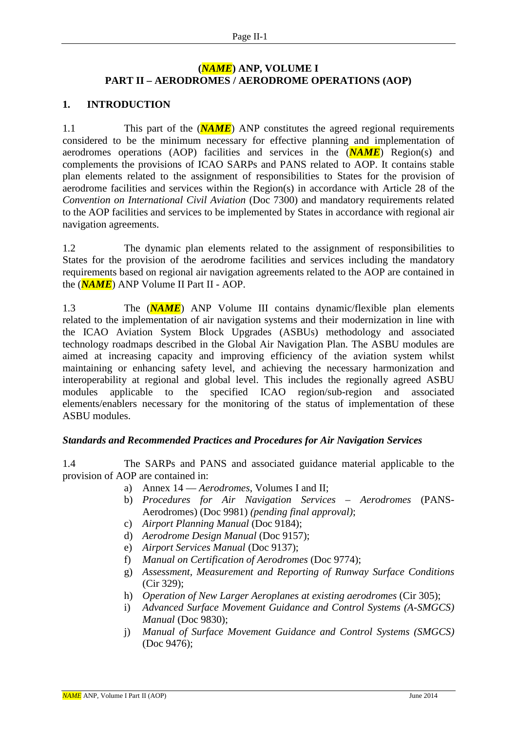# (*NAME*) ANP, VOLUME I
# PART II – AERODROMES / AERODROME OPERATIONS (AOP)

## 1. INTRODUCTION

1.1 This part of the (***NAME***) ANP constitutes the agreed regional requirements considered to be the minimum necessary for effective planning and implementation of aerodromes operations (AOP) facilities and services in the (***NAME***) Region(s) and complements the provisions of ICAO SARPs and PANS related to AOP. It contains stable plan elements related to the assignment of responsibilities to States for the provision of aerodrome facilities and services within the Region(s) in accordance with Article 28 of the *Convention on International Civil Aviation* (Doc 7300) and mandatory requirements related to the AOP facilities and services to be implemented by States in accordance with regional air navigation agreements.

1.2 The dynamic plan elements related to the assignment of responsibilities to States for the provision of the aerodrome facilities and services including the mandatory requirements based on regional air navigation agreements related to the AOP are contained in the (***NAME***) ANP Volume II Part II - AOP.

1.3 The (***NAME***) ANP Volume III contains dynamic/flexible plan elements related to the implementation of air navigation systems and their modernization in line with the ICAO Aviation System Block Upgrades (ASBUs) methodology and associated technology roadmaps described in the Global Air Navigation Plan. The ASBU modules are aimed at increasing capacity and improving efficiency of the aviation system whilst maintaining or enhancing safety level, and achieving the necessary harmonization and interoperability at regional and global level. This includes the regionally agreed ASBU modules applicable to the specified ICAO region/sub-region and associated elements/enablers necessary for the monitoring of the status of implementation of these ASBU modules.

### *Standards and Recommended Practices and Procedures for Air Navigation Services*

1.4 The SARPs and PANS and associated guidance material applicable to the provision of AOP are contained in:

a) Annex 14 — *Aerodromes*, Volumes I and II;
b) *Procedures for Air Navigation Services – Aerodromes* (PANS-Aerodromes) (Doc 9981) *(pending final approval)*;
c) *Airport Planning Manual* (Doc 9184);
d) *Aerodrome Design Manual* (Doc 9157);
e) *Airport Services Manual* (Doc 9137);
f) *Manual on Certification of Aerodromes* (Doc 9774);
g) *Assessment, Measurement and Reporting of Runway Surface Conditions* (Cir 329);
h) *Operation of New Larger Aeroplanes at existing aerodromes* (Cir 305);
i) *Advanced Surface Movement Guidance and Control Systems (A-SMGCS) Manual* (Doc 9830);
j) *Manual of Surface Movement Guidance and Control Systems (SMGCS)* (Doc 9476);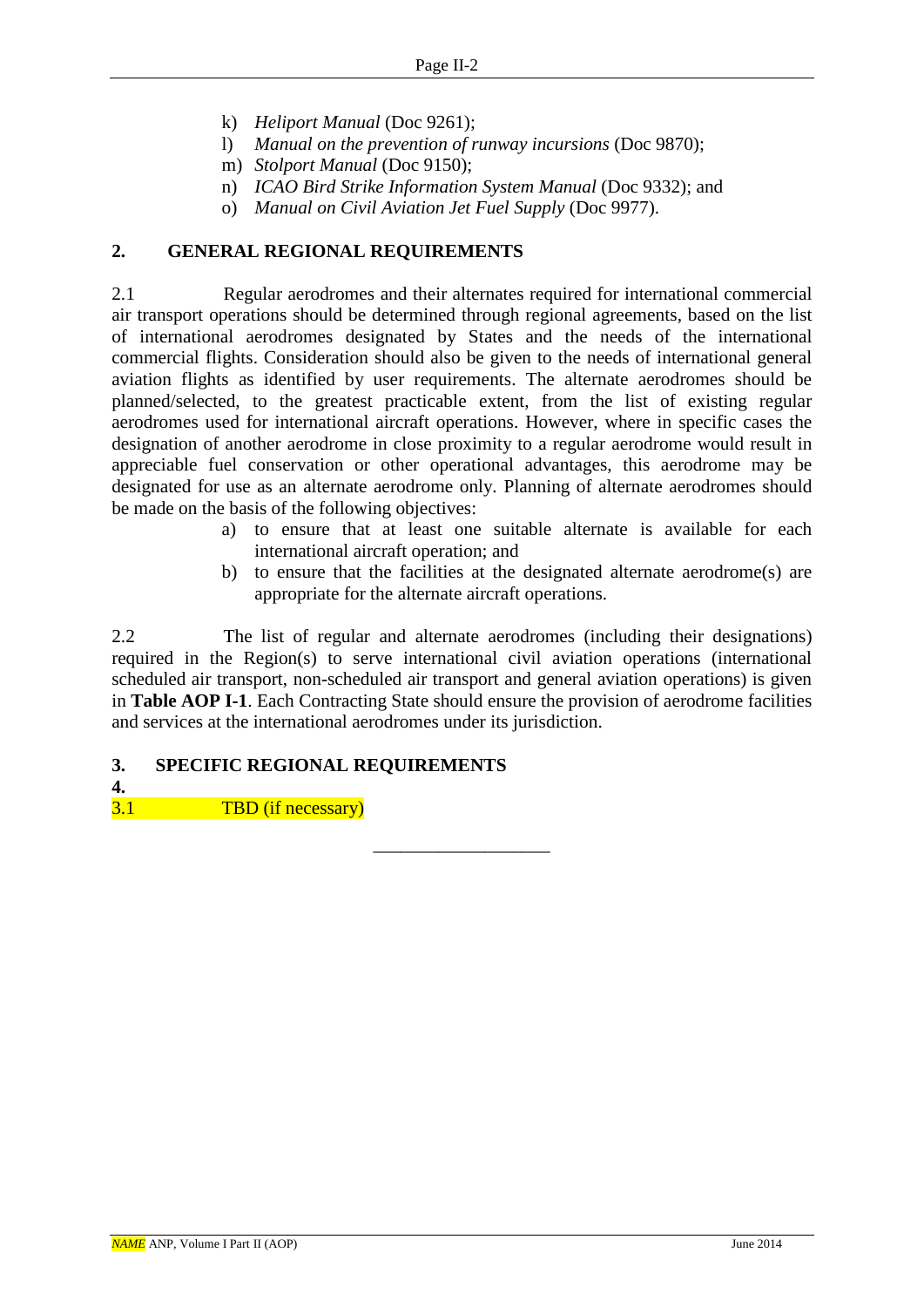k) *Heliport Manual* (Doc 9261);
l) *Manual on the prevention of runway incursions* (Doc 9870);
m) *Stolport Manual* (Doc 9150);
n) *ICAO Bird Strike Information System Manual* (Doc 9332); and
o) *Manual on Civil Aviation Jet Fuel Supply* (Doc 9977).

## 2. GENERAL REGIONAL REQUIREMENTS

2.1 Regular aerodromes and their alternates required for international commercial air transport operations should be determined through regional agreements, based on the list of international aerodromes designated by States and the needs of the international commercial flights. Consideration should also be given to the needs of international general aviation flights as identified by user requirements. The alternate aerodromes should be planned/selected, to the greatest practicable extent, from the list of existing regular aerodromes used for international aircraft operations. However, where in specific cases the designation of another aerodrome in close proximity to a regular aerodrome would result in appreciable fuel conservation or other operational advantages, this aerodrome may be designated for use as an alternate aerodrome only. Planning of alternate aerodromes should be made on the basis of the following objectives:

a) to ensure that at least one suitable alternate is available for each international aircraft operation; and
b) to ensure that the facilities at the designated alternate aerodrome(s) are appropriate for the alternate aircraft operations.

2.2 The list of regular and alternate aerodromes (including their designations) required in the Region(s) to serve international civil aviation operations (international scheduled air transport, non-scheduled air transport and general aviation operations) is given in **Table AOP I-1**. Each Contracting State should ensure the provision of aerodrome facilities and services at the international aerodromes under its jurisdiction.

## 3. SPECIFIC REGIONAL REQUIREMENTS

**4.**

3.1 TBD (if necessary)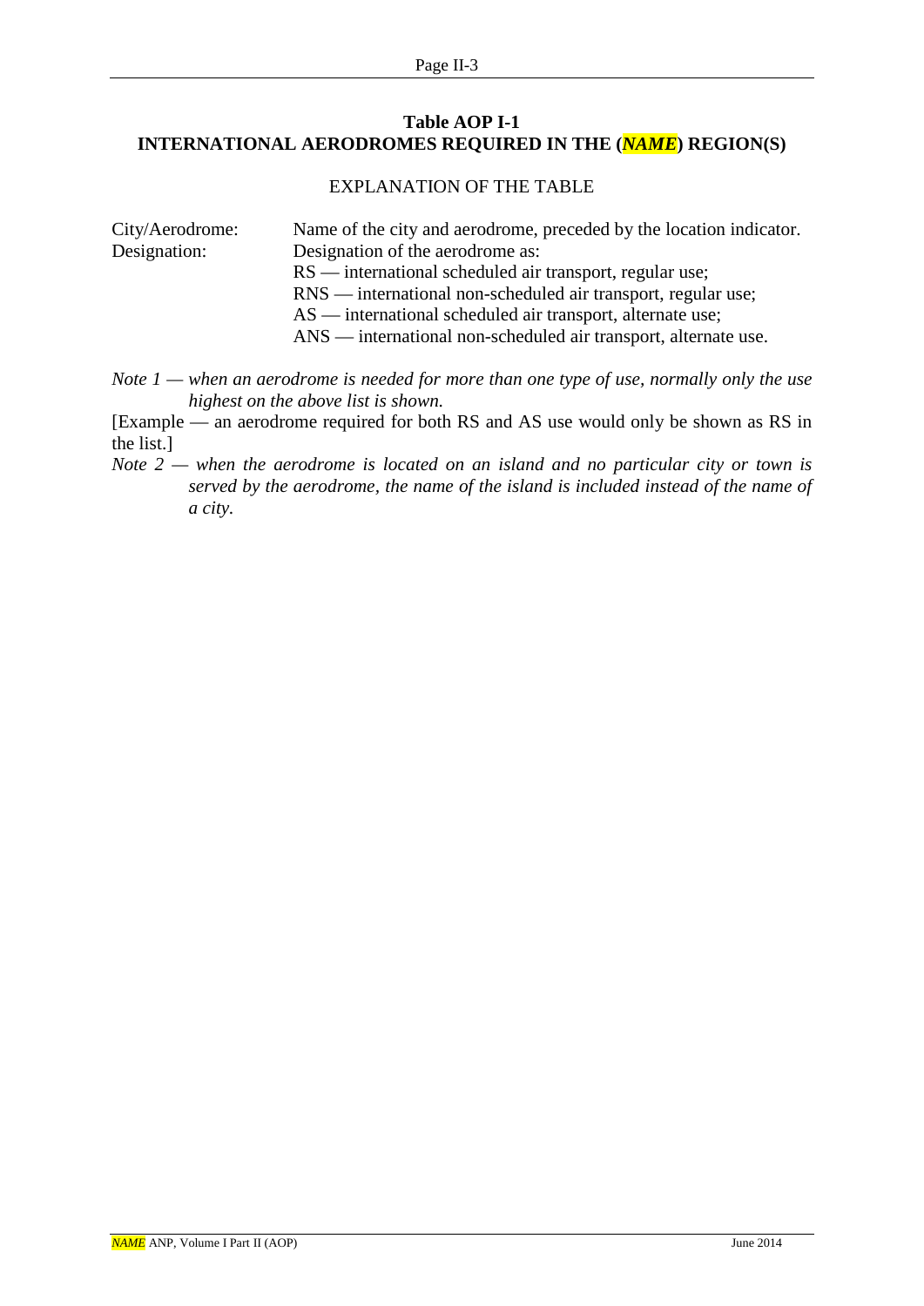**Table AOP I-1**
**INTERNATIONAL AERODROMES REQUIRED IN THE (*NAME*) REGION(S)**

EXPLANATION OF THE TABLE

City/Aerodrome: Name of the city and aerodrome, preceded by the location indicator.

Designation: Designation of the aerodrome as:
- RS — international scheduled air transport, regular use;
- RNS — international non-scheduled air transport, regular use;
- AS — international scheduled air transport, alternate use;
- ANS — international non-scheduled air transport, alternate use.

*Note 1 — when an aerodrome is needed for more than one type of use, normally only the use highest on the above list is shown.*

[Example — an aerodrome required for both RS and AS use would only be shown as RS in the list.]

*Note 2 — when the aerodrome is located on an island and no particular city or town is served by the aerodrome, the name of the island is included instead of the name of a city.*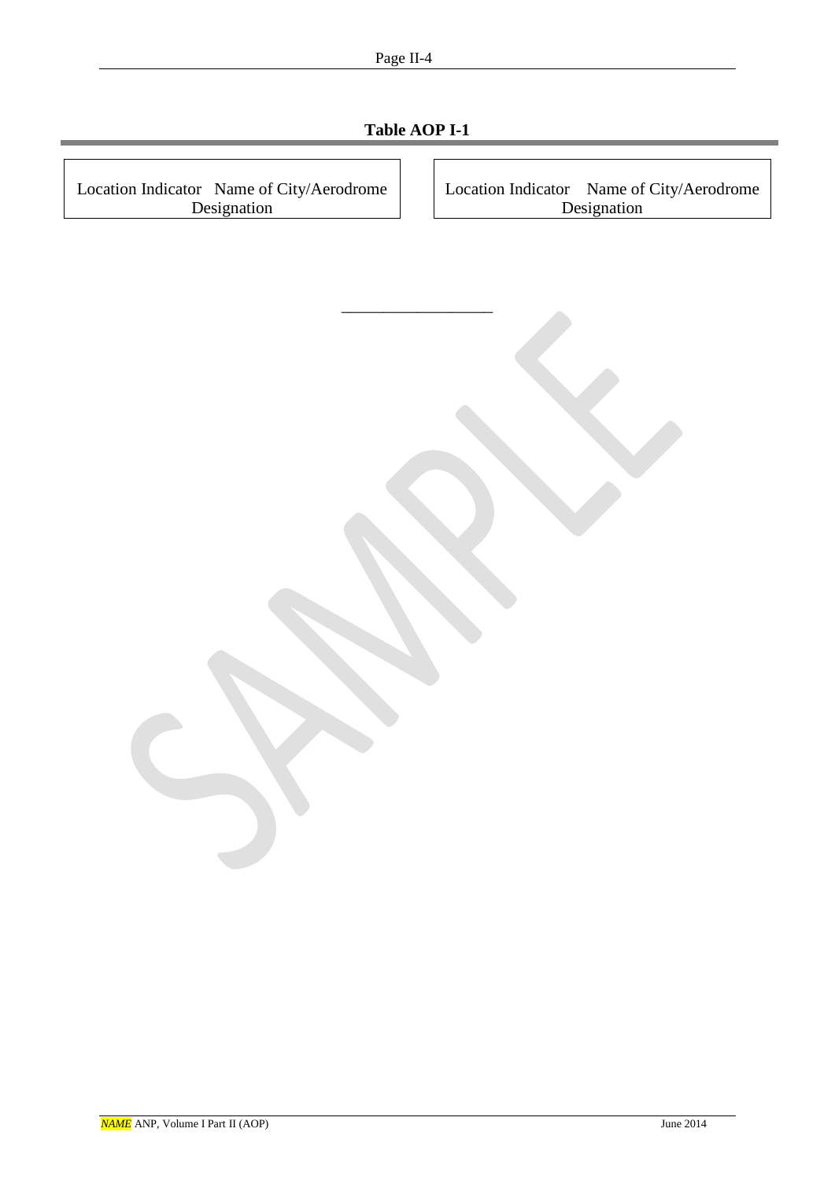**Table AOP I-1**

| Location Indicator | Name of City/Aerodrome Designation |
|---|---|

| Location Indicator | Name of City/Aerodrome Designation |
|---|---|

\_\_\_\_\_\_\_\_\_\_\_\_\_\_\_\_\_\_\_\_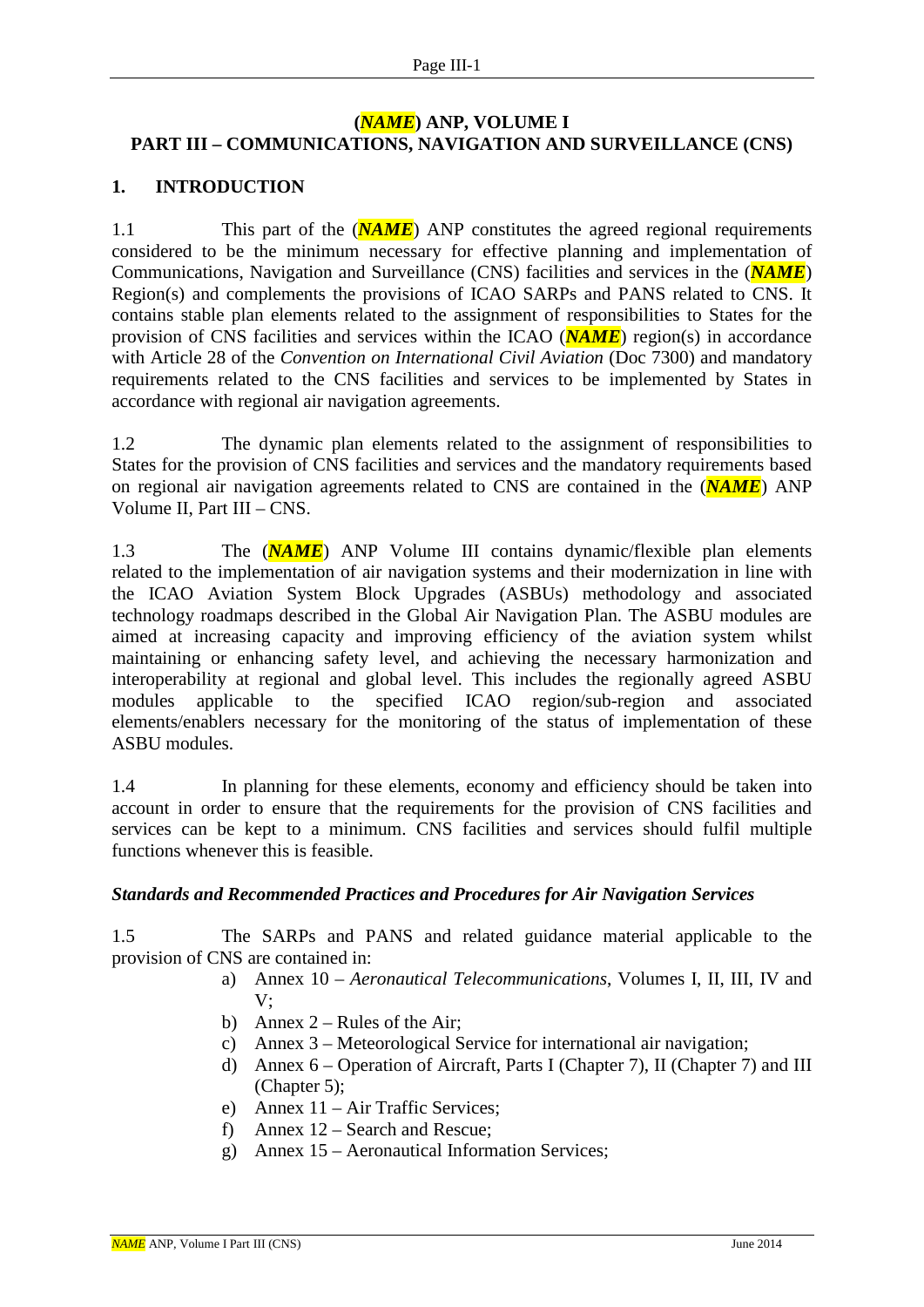# (*NAME*) ANP, VOLUME I
# PART III – COMMUNICATIONS, NAVIGATION AND SURVEILLANCE (CNS)

## 1. INTRODUCTION

1.1 This part of the (*NAME*) ANP constitutes the agreed regional requirements considered to be the minimum necessary for effective planning and implementation of Communications, Navigation and Surveillance (CNS) facilities and services in the (*NAME*) Region(s) and complements the provisions of ICAO SARPs and PANS related to CNS. It contains stable plan elements related to the assignment of responsibilities to States for the provision of CNS facilities and services within the ICAO (*NAME*) region(s) in accordance with Article 28 of the *Convention on International Civil Aviation* (Doc 7300) and mandatory requirements related to the CNS facilities and services to be implemented by States in accordance with regional air navigation agreements.

1.2 The dynamic plan elements related to the assignment of responsibilities to States for the provision of CNS facilities and services and the mandatory requirements based on regional air navigation agreements related to CNS are contained in the (*NAME*) ANP Volume II, Part III – CNS.

1.3 The (*NAME*) ANP Volume III contains dynamic/flexible plan elements related to the implementation of air navigation systems and their modernization in line with the ICAO Aviation System Block Upgrades (ASBUs) methodology and associated technology roadmaps described in the Global Air Navigation Plan. The ASBU modules are aimed at increasing capacity and improving efficiency of the aviation system whilst maintaining or enhancing safety level, and achieving the necessary harmonization and interoperability at regional and global level. This includes the regionally agreed ASBU modules applicable to the specified ICAO region/sub-region and associated elements/enablers necessary for the monitoring of the status of implementation of these ASBU modules.

1.4 In planning for these elements, economy and efficiency should be taken into account in order to ensure that the requirements for the provision of CNS facilities and services can be kept to a minimum. CNS facilities and services should fulfil multiple functions whenever this is feasible.

### *Standards and Recommended Practices and Procedures for Air Navigation Services*

1.5 The SARPs and PANS and related guidance material applicable to the provision of CNS are contained in:

a) Annex 10 – *Aeronautical Telecommunications*, Volumes I, II, III, IV and V;
b) Annex 2 – Rules of the Air;
c) Annex 3 – Meteorological Service for international air navigation;
d) Annex 6 – Operation of Aircraft, Parts I (Chapter 7), II (Chapter 7) and III (Chapter 5);
e) Annex 11 – Air Traffic Services;
f) Annex 12 – Search and Rescue;
g) Annex 15 – Aeronautical Information Services;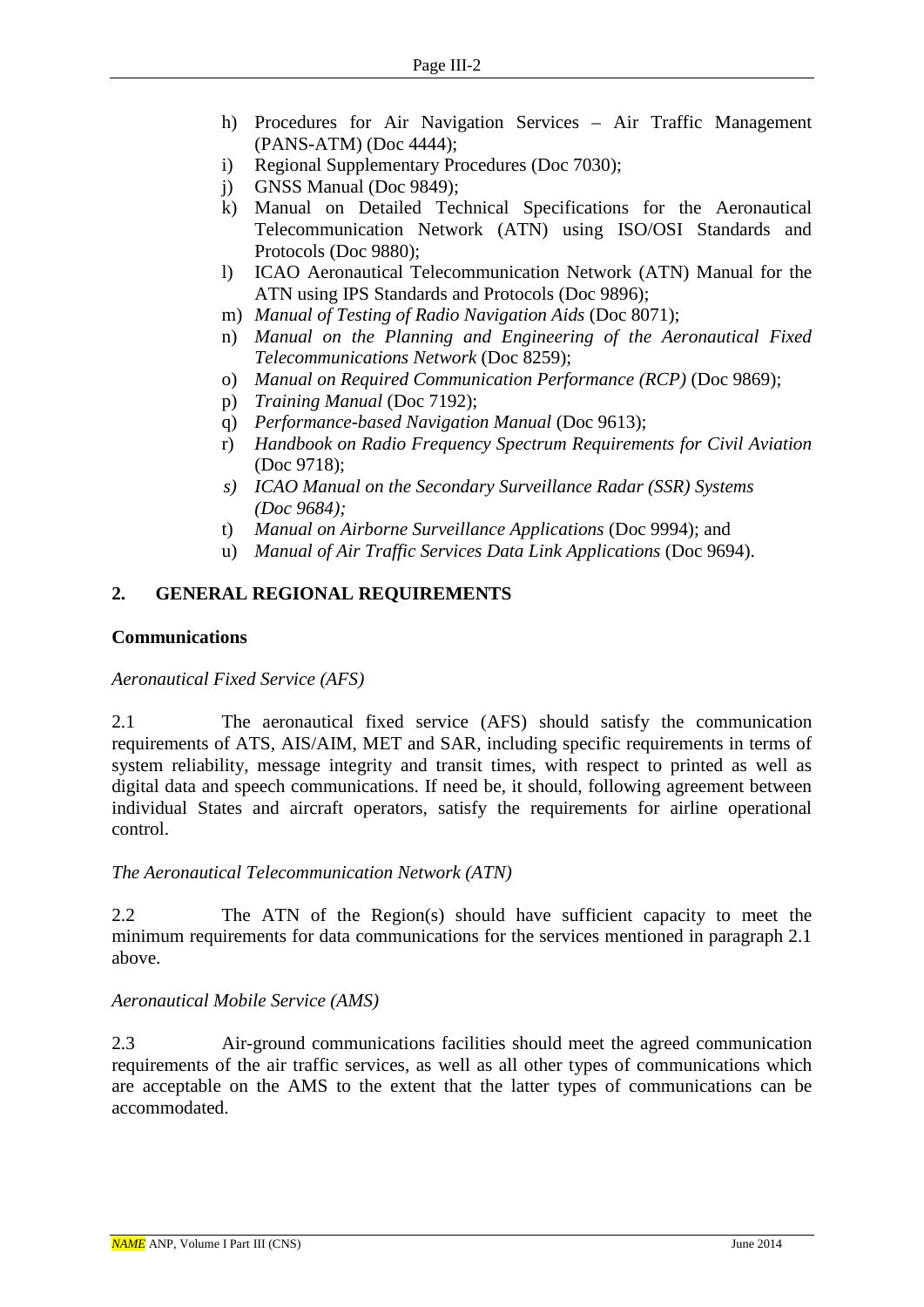h) Procedures for Air Navigation Services – Air Traffic Management (PANS-ATM) (Doc 4444);
i) Regional Supplementary Procedures (Doc 7030);
j) GNSS Manual (Doc 9849);
k) Manual on Detailed Technical Specifications for the Aeronautical Telecommunication Network (ATN) using ISO/OSI Standards and Protocols (Doc 9880);
l) ICAO Aeronautical Telecommunication Network (ATN) Manual for the ATN using IPS Standards and Protocols (Doc 9896);
m) *Manual of Testing of Radio Navigation Aids* (Doc 8071);
n) *Manual on the Planning and Engineering of the Aeronautical Fixed Telecommunications Network* (Doc 8259);
o) *Manual on Required Communication Performance (RCP)* (Doc 9869);
p) *Training Manual* (Doc 7192);
q) *Performance-based Navigation Manual* (Doc 9613);
r) *Handbook on Radio Frequency Spectrum Requirements for Civil Aviation* (Doc 9718);
*s) ICAO Manual on the Secondary Surveillance Radar (SSR) Systems (Doc 9684);*
t) *Manual on Airborne Surveillance Applications* (Doc 9994); and
u) *Manual of Air Traffic Services Data Link Applications* (Doc 9694).

## 2. GENERAL REGIONAL REQUIREMENTS

### Communications

*Aeronautical Fixed Service (AFS)*

2.1 The aeronautical fixed service (AFS) should satisfy the communication requirements of ATS, AIS/AIM, MET and SAR, including specific requirements in terms of system reliability, message integrity and transit times, with respect to printed as well as digital data and speech communications. If need be, it should, following agreement between individual States and aircraft operators, satisfy the requirements for airline operational control.

*The Aeronautical Telecommunication Network (ATN)*

2.2 The ATN of the Region(s) should have sufficient capacity to meet the minimum requirements for data communications for the services mentioned in paragraph 2.1 above.

*Aeronautical Mobile Service (AMS)*

2.3 Air-ground communications facilities should meet the agreed communication requirements of the air traffic services, as well as all other types of communications which are acceptable on the AMS to the extent that the latter types of communications can be accommodated.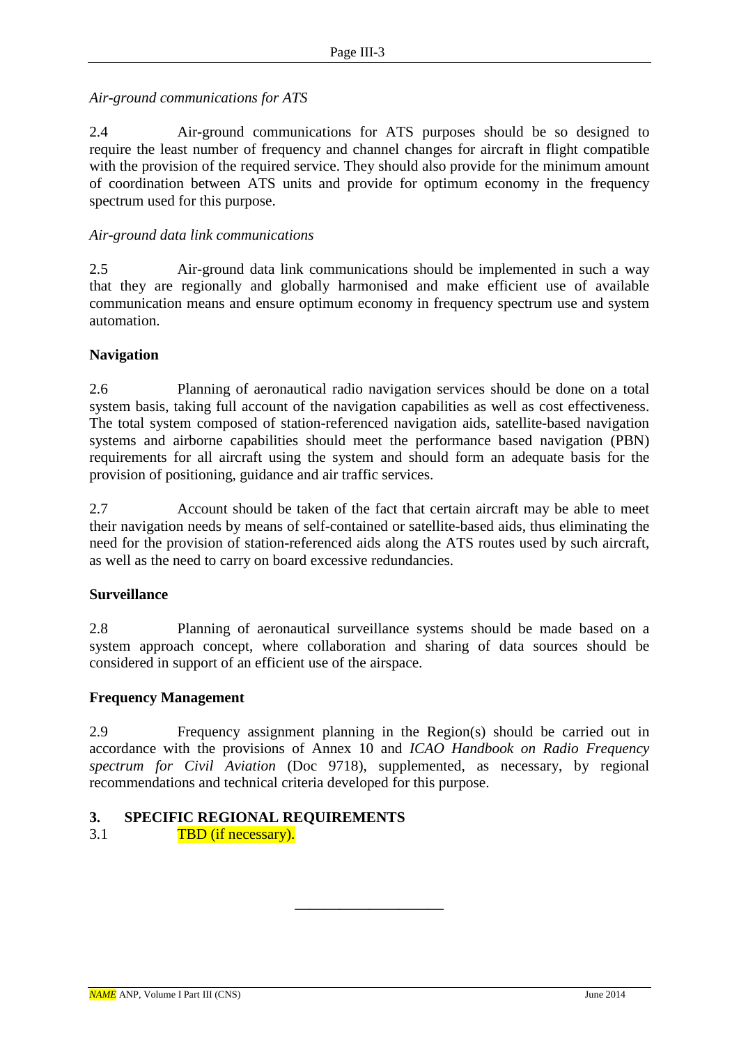*Air-ground communications for ATS*

2.4 Air-ground communications for ATS purposes should be so designed to require the least number of frequency and channel changes for aircraft in flight compatible with the provision of the required service. They should also provide for the minimum amount of coordination between ATS units and provide for optimum economy in the frequency spectrum used for this purpose.

*Air-ground data link communications*

2.5 Air-ground data link communications should be implemented in such a way that they are regionally and globally harmonised and make efficient use of available communication means and ensure optimum economy in frequency spectrum use and system automation.

**Navigation**

2.6 Planning of aeronautical radio navigation services should be done on a total system basis, taking full account of the navigation capabilities as well as cost effectiveness. The total system composed of station-referenced navigation aids, satellite-based navigation systems and airborne capabilities should meet the performance based navigation (PBN) requirements for all aircraft using the system and should form an adequate basis for the provision of positioning, guidance and air traffic services.

2.7 Account should be taken of the fact that certain aircraft may be able to meet their navigation needs by means of self-contained or satellite-based aids, thus eliminating the need for the provision of station-referenced aids along the ATS routes used by such aircraft, as well as the need to carry on board excessive redundancies.

**Surveillance**

2.8 Planning of aeronautical surveillance systems should be made based on a system approach concept, where collaboration and sharing of data sources should be considered in support of an efficient use of the airspace.

**Frequency Management**

2.9 Frequency assignment planning in the Region(s) should be carried out in accordance with the provisions of Annex 10 and *ICAO Handbook on Radio Frequency spectrum for Civil Aviation* (Doc 9718), supplemented, as necessary, by regional recommendations and technical criteria developed for this purpose.

## 3. SPECIFIC REGIONAL REQUIREMENTS

3.1 TBD (if necessary).

———————————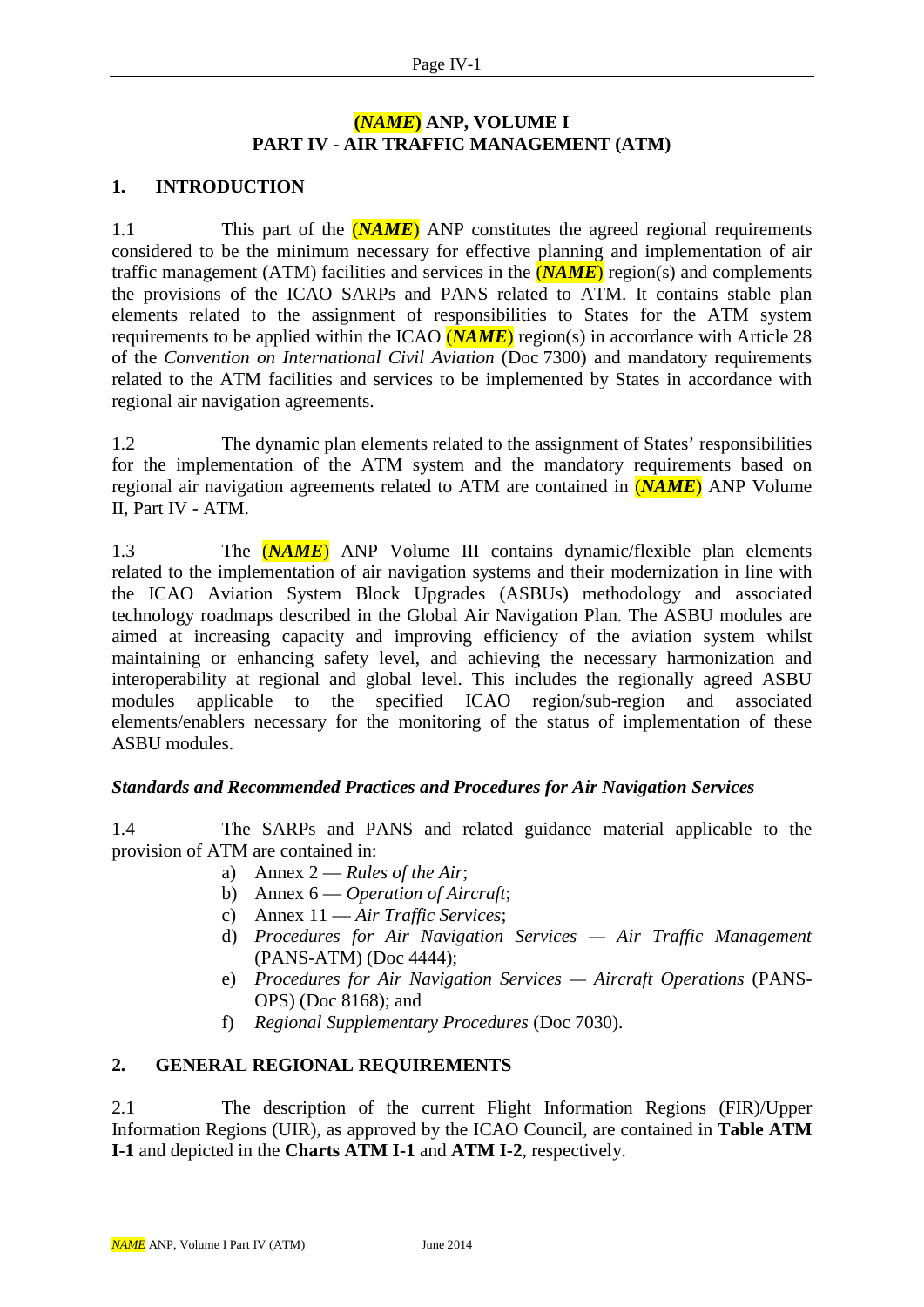# (*NAME*) ANP, VOLUME I
# PART IV - AIR TRAFFIC MANAGEMENT (ATM)

## 1. INTRODUCTION

1.1 This part of the (***NAME***) ANP constitutes the agreed regional requirements considered to be the minimum necessary for effective planning and implementation of air traffic management (ATM) facilities and services in the (***NAME***) region(s) and complements the provisions of the ICAO SARPs and PANS related to ATM. It contains stable plan elements related to the assignment of responsibilities to States for the ATM system requirements to be applied within the ICAO (***NAME***) region(s) in accordance with Article 28 of the *Convention on International Civil Aviation* (Doc 7300) and mandatory requirements related to the ATM facilities and services to be implemented by States in accordance with regional air navigation agreements.

1.2 The dynamic plan elements related to the assignment of States' responsibilities for the implementation of the ATM system and the mandatory requirements based on regional air navigation agreements related to ATM are contained in (***NAME***) ANP Volume II, Part IV - ATM.

1.3 The (***NAME***) ANP Volume III contains dynamic/flexible plan elements related to the implementation of air navigation systems and their modernization in line with the ICAO Aviation System Block Upgrades (ASBUs) methodology and associated technology roadmaps described in the Global Air Navigation Plan. The ASBU modules are aimed at increasing capacity and improving efficiency of the aviation system whilst maintaining or enhancing safety level, and achieving the necessary harmonization and interoperability at regional and global level. This includes the regionally agreed ASBU modules applicable to the specified ICAO region/sub-region and associated elements/enablers necessary for the monitoring of the status of implementation of these ASBU modules.

### *Standards and Recommended Practices and Procedures for Air Navigation Services*

1.4 The SARPs and PANS and related guidance material applicable to the provision of ATM are contained in:

a) Annex 2 — *Rules of the Air*;
b) Annex 6 — *Operation of Aircraft*;
c) Annex 11 — *Air Traffic Services*;
d) *Procedures for Air Navigation Services — Air Traffic Management* (PANS-ATM) (Doc 4444);
e) *Procedures for Air Navigation Services — Aircraft Operations* (PANS-OPS) (Doc 8168); and
f) *Regional Supplementary Procedures* (Doc 7030).

## 2. GENERAL REGIONAL REQUIREMENTS

2.1 The description of the current Flight Information Regions (FIR)/Upper Information Regions (UIR), as approved by the ICAO Council, are contained in **Table ATM I-1** and depicted in the **Charts ATM I-1** and **ATM I-2**, respectively.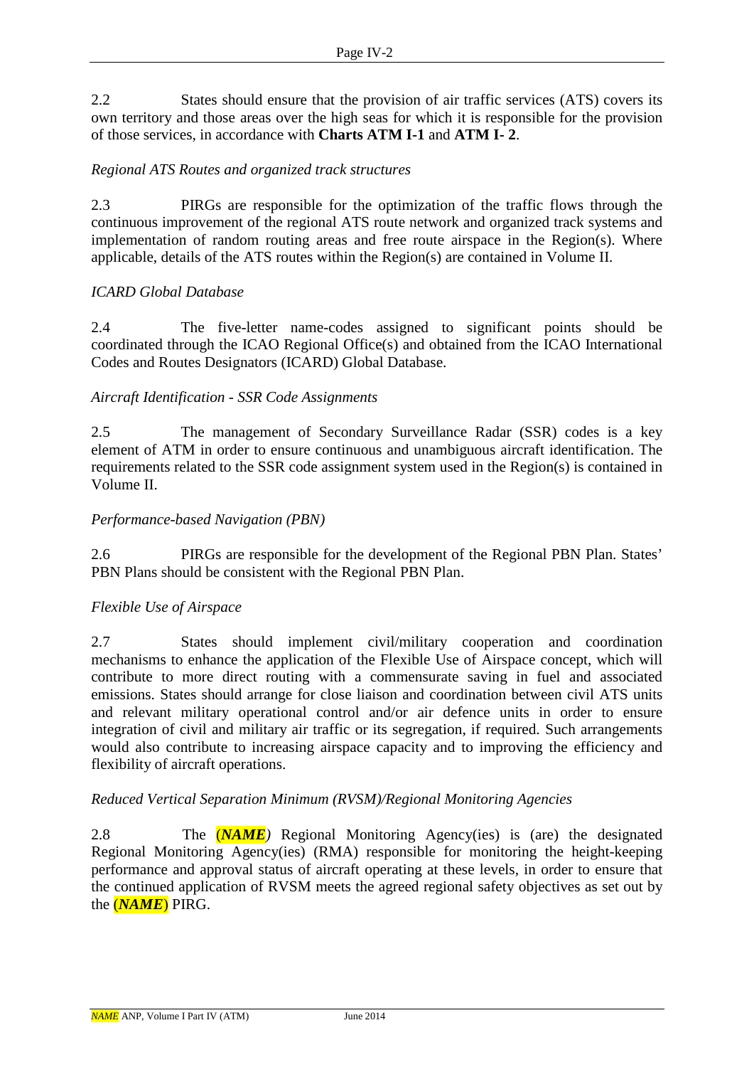2.2 States should ensure that the provision of air traffic services (ATS) covers its own territory and those areas over the high seas for which it is responsible for the provision of those services, in accordance with **Charts ATM I-1** and **ATM I- 2**.

*Regional ATS Routes and organized track structures*

2.3 PIRGs are responsible for the optimization of the traffic flows through the continuous improvement of the regional ATS route network and organized track systems and implementation of random routing areas and free route airspace in the Region(s). Where applicable, details of the ATS routes within the Region(s) are contained in Volume II.

*ICARD Global Database*

2.4 The five-letter name-codes assigned to significant points should be coordinated through the ICAO Regional Office(s) and obtained from the ICAO International Codes and Routes Designators (ICARD) Global Database.

*Aircraft Identification - SSR Code Assignments*

2.5 The management of Secondary Surveillance Radar (SSR) codes is a key element of ATM in order to ensure continuous and unambiguous aircraft identification. The requirements related to the SSR code assignment system used in the Region(s) is contained in Volume II.

*Performance-based Navigation (PBN)*

2.6 PIRGs are responsible for the development of the Regional PBN Plan. States' PBN Plans should be consistent with the Regional PBN Plan.

*Flexible Use of Airspace*

2.7 States should implement civil/military cooperation and coordination mechanisms to enhance the application of the Flexible Use of Airspace concept, which will contribute to more direct routing with a commensurate saving in fuel and associated emissions. States should arrange for close liaison and coordination between civil ATS units and relevant military operational control and/or air defence units in order to ensure integration of civil and military air traffic or its segregation, if required. Such arrangements would also contribute to increasing airspace capacity and to improving the efficiency and flexibility of aircraft operations.

*Reduced Vertical Separation Minimum (RVSM)/Regional Monitoring Agencies*

2.8 The (***NAME***) Regional Monitoring Agency(ies) is (are) the designated Regional Monitoring Agency(ies) (RMA) responsible for monitoring the height-keeping performance and approval status of aircraft operating at these levels, in order to ensure that the continued application of RVSM meets the agreed regional safety objectives as set out by the (***NAME***) PIRG.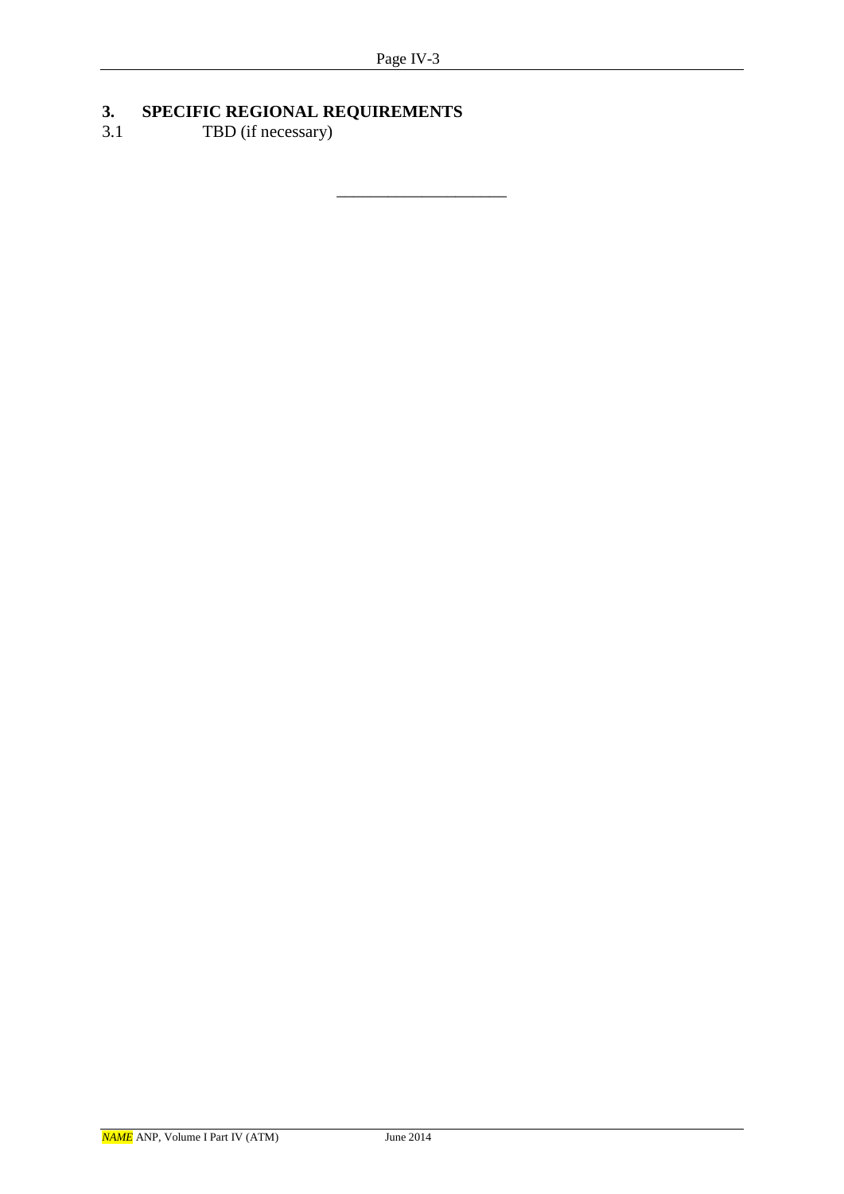## 3. SPECIFIC REGIONAL REQUIREMENTS

3.1 TBD (if necessary)

---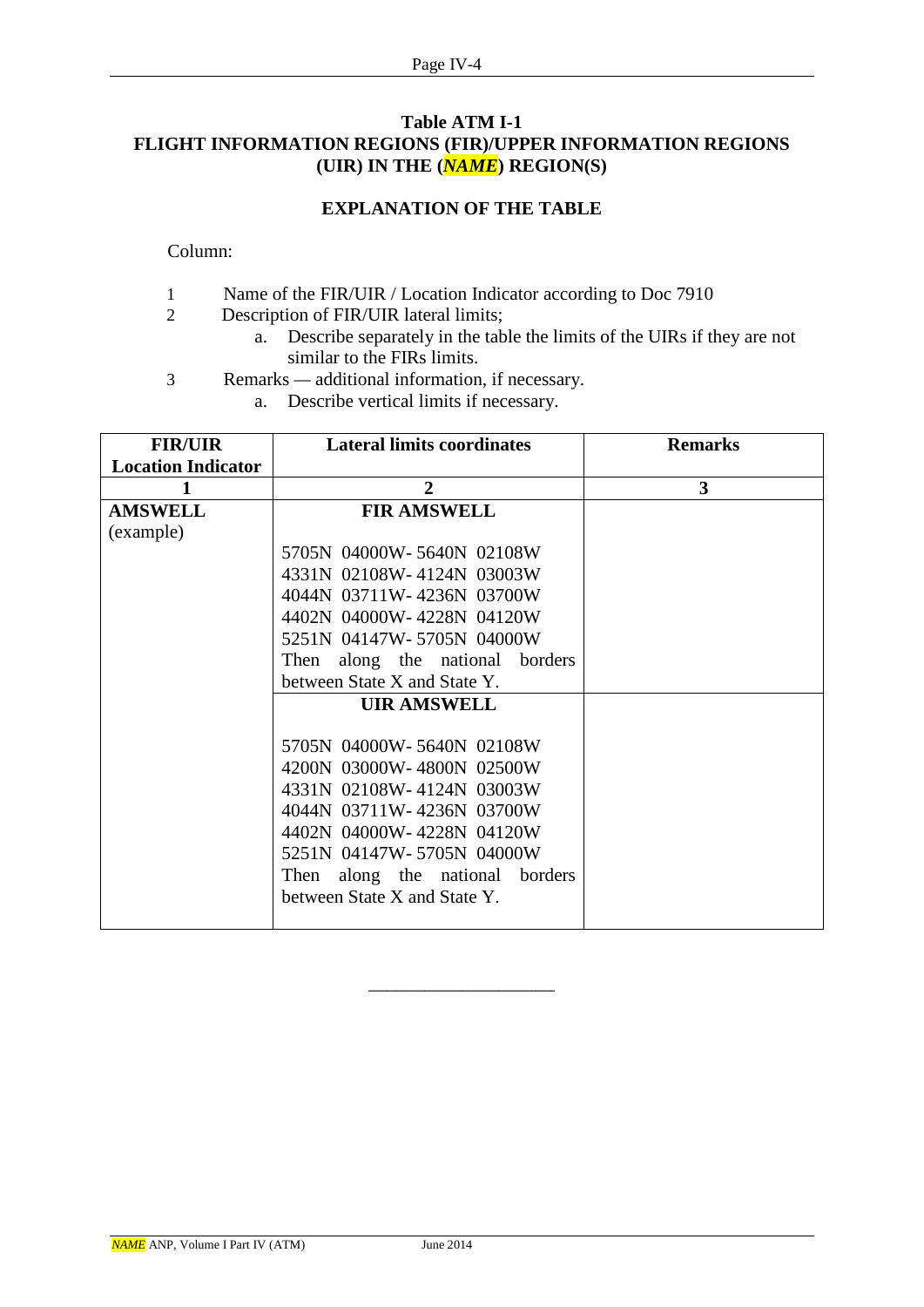## Table ATM I-1
## FLIGHT INFORMATION REGIONS (FIR)/UPPER INFORMATION REGIONS (UIR) IN THE (*NAME*) REGION(S)

### EXPLANATION OF THE TABLE

Column:

1. Name of the FIR/UIR / Location Indicator according to Doc 7910
2. Description of FIR/UIR lateral limits;
   a. Describe separately in the table the limits of the UIRs if they are not similar to the FIRs limits.
3. Remarks — additional information, if necessary.
   a. Describe vertical limits if necessary.

| FIR/UIR Location Indicator | Lateral limits coordinates | Remarks |
|---|---|---|
| 1 | 2 | 3 |
| **AMSWELL** (example) | **FIR AMSWELL**<br><br>5705N 04000W- 5640N 02108W<br>4331N 02108W- 4124N 03003W<br>4044N 03711W- 4236N 03700W<br>4402N 04000W- 4228N 04120W<br>5251N 04147W- 5705N 04000W<br>Then along the national borders between State X and State Y. | |
| | **UIR AMSWELL**<br><br>5705N 04000W- 5640N 02108W<br>4200N 03000W- 4800N 02500W<br>4331N 02108W- 4124N 03003W<br>4044N 03711W- 4236N 03700W<br>4402N 04000W- 4228N 04120W<br>5251N 04147W- 5705N 04000W<br>Then along the national borders between State X and State Y. | |

____________________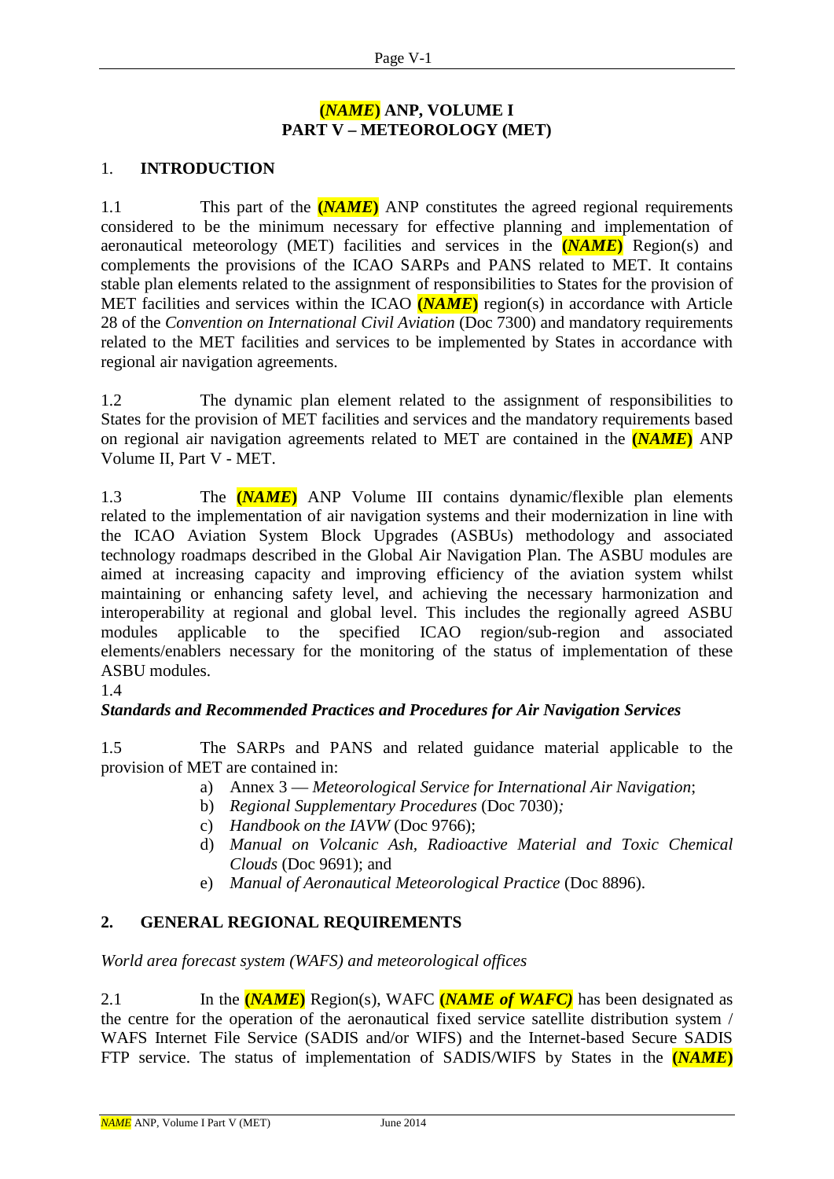# (*NAME*) ANP, VOLUME I
# PART V – METEOROLOGY (MET)

## 1. INTRODUCTION

1.1 This part of the **(*NAME*)** ANP constitutes the agreed regional requirements considered to be the minimum necessary for effective planning and implementation of aeronautical meteorology (MET) facilities and services in the **(*NAME*)** Region(s) and complements the provisions of the ICAO SARPs and PANS related to MET. It contains stable plan elements related to the assignment of responsibilities to States for the provision of MET facilities and services within the ICAO **(*NAME*)** region(s) in accordance with Article 28 of the *Convention on International Civil Aviation* (Doc 7300) and mandatory requirements related to the MET facilities and services to be implemented by States in accordance with regional air navigation agreements.

1.2 The dynamic plan element related to the assignment of responsibilities to States for the provision of MET facilities and services and the mandatory requirements based on regional air navigation agreements related to MET are contained in the **(*NAME*)** ANP Volume II, Part V - MET.

1.3 The **(*NAME*)** ANP Volume III contains dynamic/flexible plan elements related to the implementation of air navigation systems and their modernization in line with the ICAO Aviation System Block Upgrades (ASBUs) methodology and associated technology roadmaps described in the Global Air Navigation Plan. The ASBU modules are aimed at increasing capacity and improving efficiency of the aviation system whilst maintaining or enhancing safety level, and achieving the necessary harmonization and interoperability at regional and global level. This includes the regionally agreed ASBU modules applicable to the specified ICAO region/sub-region and associated elements/enablers necessary for the monitoring of the status of implementation of these ASBU modules.

1.4

***Standards and Recommended Practices and Procedures for Air Navigation Services***

1.5 The SARPs and PANS and related guidance material applicable to the provision of MET are contained in:

a) Annex 3 — *Meteorological Service for International Air Navigation*;
b) *Regional Supplementary Procedures* (Doc 7030)*;*
c) *Handbook on the IAVW* (Doc 9766);
d) *Manual on Volcanic Ash, Radioactive Material and Toxic Chemical Clouds* (Doc 9691); and
e) *Manual of Aeronautical Meteorological Practice* (Doc 8896).

## 2. GENERAL REGIONAL REQUIREMENTS

*World area forecast system (WAFS) and meteorological offices*

2.1 In the **(*NAME*)** Region(s), WAFC **(*NAME of WAFC)*** has been designated as the centre for the operation of the aeronautical fixed service satellite distribution system / WAFS Internet File Service (SADIS and/or WIFS) and the Internet-based Secure SADIS FTP service. The status of implementation of SADIS/WIFS by States in the **(*NAME*)**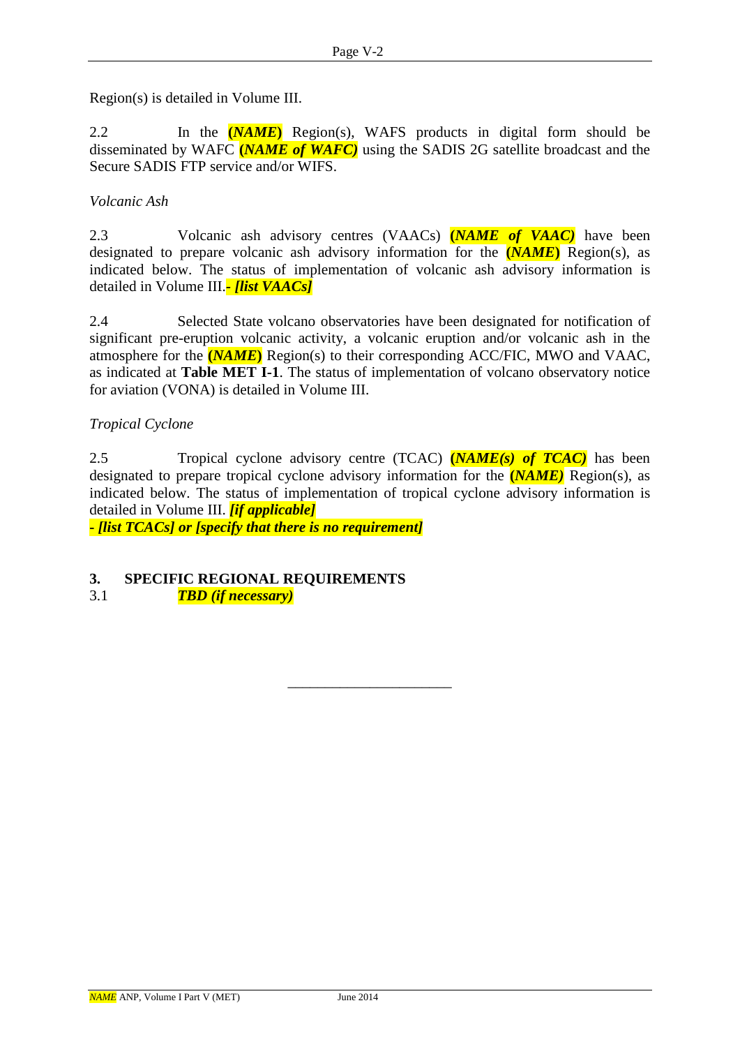Region(s) is detailed in Volume III.

2.2 In the ***(NAME)*** Region(s), WAFS products in digital form should be disseminated by WAFC ***(NAME of WAFC)*** using the SADIS 2G satellite broadcast and the Secure SADIS FTP service and/or WIFS.

*Volcanic Ash*

2.3 Volcanic ash advisory centres (VAACs) ***(NAME of VAAC)*** have been designated to prepare volcanic ash advisory information for the ***(NAME)*** Region(s), as indicated below. The status of implementation of volcanic ash advisory information is detailed in Volume III.***- [list VAACs]***

2.4 Selected State volcano observatories have been designated for notification of significant pre-eruption volcanic activity, a volcanic eruption and/or volcanic ash in the atmosphere for the ***(NAME)*** Region(s) to their corresponding ACC/FIC, MWO and VAAC, as indicated at **Table MET I-1**. The status of implementation of volcano observatory notice for aviation (VONA) is detailed in Volume III.

*Tropical Cyclone*

2.5 Tropical cyclone advisory centre (TCAC) ***(NAME(s) of TCAC)*** has been designated to prepare tropical cyclone advisory information for the ***(NAME)*** Region(s), as indicated below. The status of implementation of tropical cyclone advisory information is detailed in Volume III. ***[if applicable]***
***- [list TCACs] or [specify that there is no requirement]***

## 3. SPECIFIC REGIONAL REQUIREMENTS

3.1 ***TBD (if necessary)***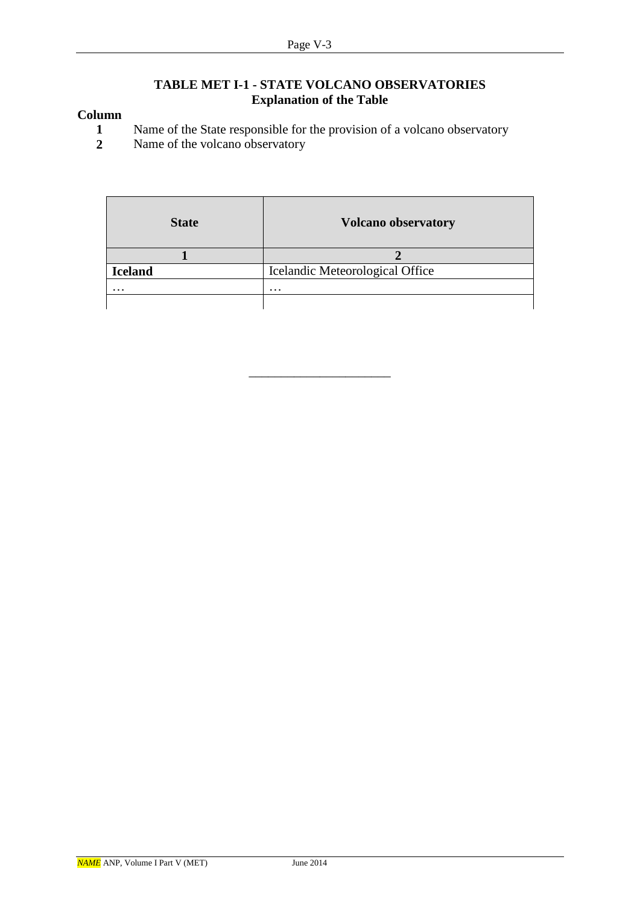## TABLE MET I-1 - STATE VOLCANO OBSERVATORIES
### Explanation of the Table

**Column**

**1** Name of the State responsible for the provision of a volcano observatory

**2** Name of the volcano observatory

| State | Volcano observatory |
|---|---|
| **1** | **2** |
| **Iceland** | Icelandic Meteorological Office |
| … | … |
| | |

______________________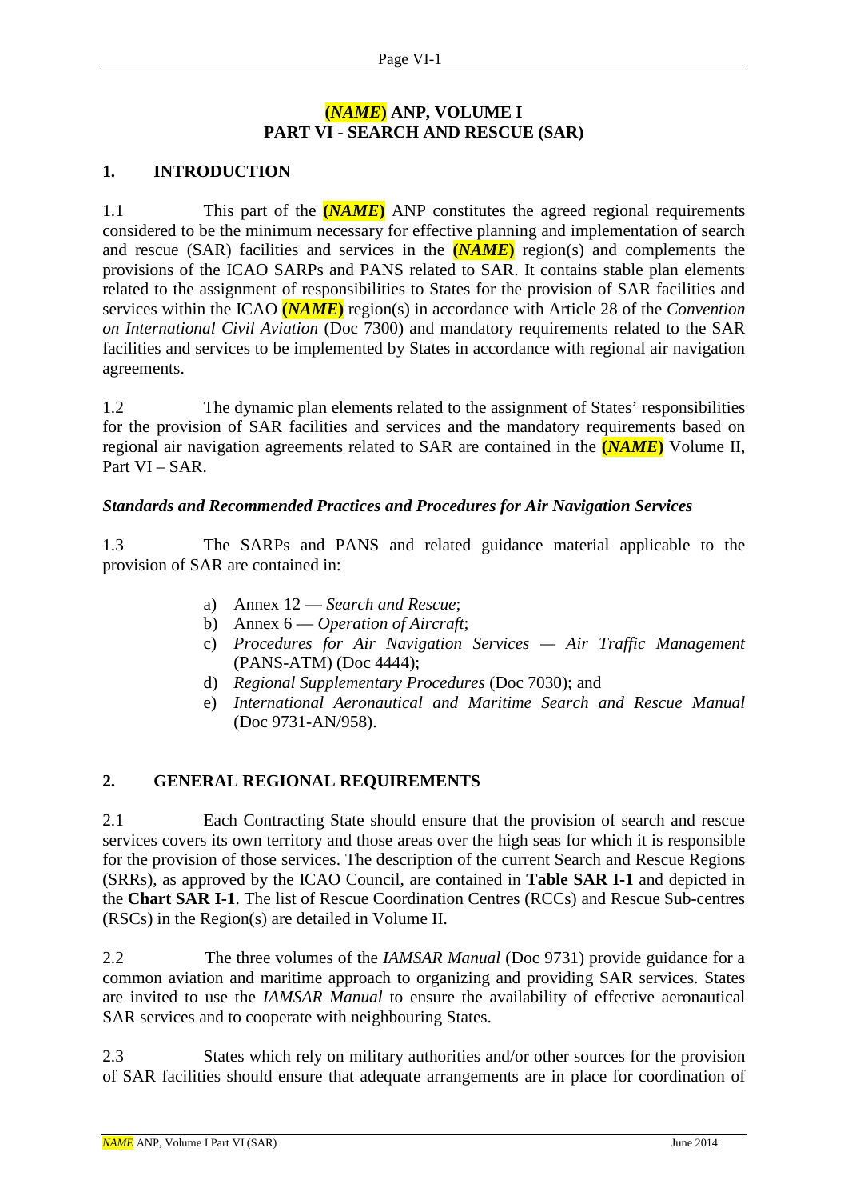# *(NAME)* ANP, VOLUME I
# PART VI - SEARCH AND RESCUE (SAR)

## 1. INTRODUCTION

1.1 This part of the ***(NAME)*** ANP constitutes the agreed regional requirements considered to be the minimum necessary for effective planning and implementation of search and rescue (SAR) facilities and services in the ***(NAME)*** region(s) and complements the provisions of the ICAO SARPs and PANS related to SAR. It contains stable plan elements related to the assignment of responsibilities to States for the provision of SAR facilities and services within the ICAO ***(NAME)*** region(s) in accordance with Article 28 of the *Convention on International Civil Aviation* (Doc 7300) and mandatory requirements related to the SAR facilities and services to be implemented by States in accordance with regional air navigation agreements.

1.2 The dynamic plan elements related to the assignment of States' responsibilities for the provision of SAR facilities and services and the mandatory requirements based on regional air navigation agreements related to SAR are contained in the ***(NAME)*** Volume II, Part VI – SAR.

### *Standards and Recommended Practices and Procedures for Air Navigation Services*

1.3 The SARPs and PANS and related guidance material applicable to the provision of SAR are contained in:

a) Annex 12 — *Search and Rescue*;
b) Annex 6 — *Operation of Aircraft*;
c) *Procedures for Air Navigation Services — Air Traffic Management* (PANS-ATM) (Doc 4444);
d) *Regional Supplementary Procedures* (Doc 7030); and
e) *International Aeronautical and Maritime Search and Rescue Manual* (Doc 9731-AN/958).

## 2. GENERAL REGIONAL REQUIREMENTS

2.1 Each Contracting State should ensure that the provision of search and rescue services covers its own territory and those areas over the high seas for which it is responsible for the provision of those services. The description of the current Search and Rescue Regions (SRRs), as approved by the ICAO Council, are contained in **Table SAR I-1** and depicted in the **Chart SAR I-1**. The list of Rescue Coordination Centres (RCCs) and Rescue Sub-centres (RSCs) in the Region(s) are detailed in Volume II.

2.2 The three volumes of the *IAMSAR Manual* (Doc 9731) provide guidance for a common aviation and maritime approach to organizing and providing SAR services. States are invited to use the *IAMSAR Manual* to ensure the availability of effective aeronautical SAR services and to cooperate with neighbouring States.

2.3 States which rely on military authorities and/or other sources for the provision of SAR facilities should ensure that adequate arrangements are in place for coordination of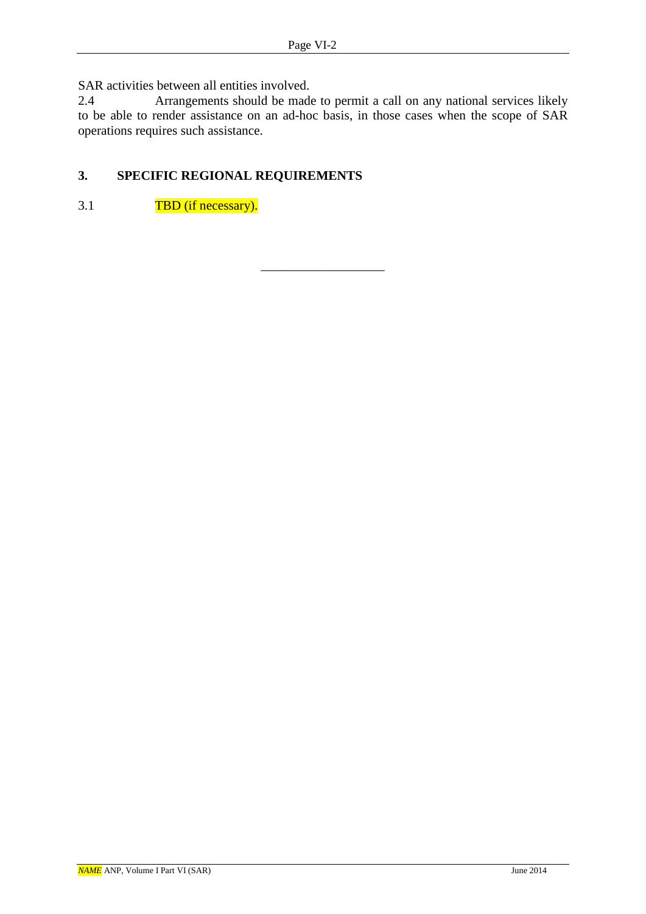SAR activities between all entities involved.

2.4 Arrangements should be made to permit a call on any national services likely to be able to render assistance on an ad-hoc basis, in those cases when the scope of SAR operations requires such assistance.

## 3. SPECIFIC REGIONAL REQUIREMENTS

3.1 TBD (if necessary).

\_\_\_\_\_\_\_\_\_\_\_\_\_\_\_\_\_\_\_\_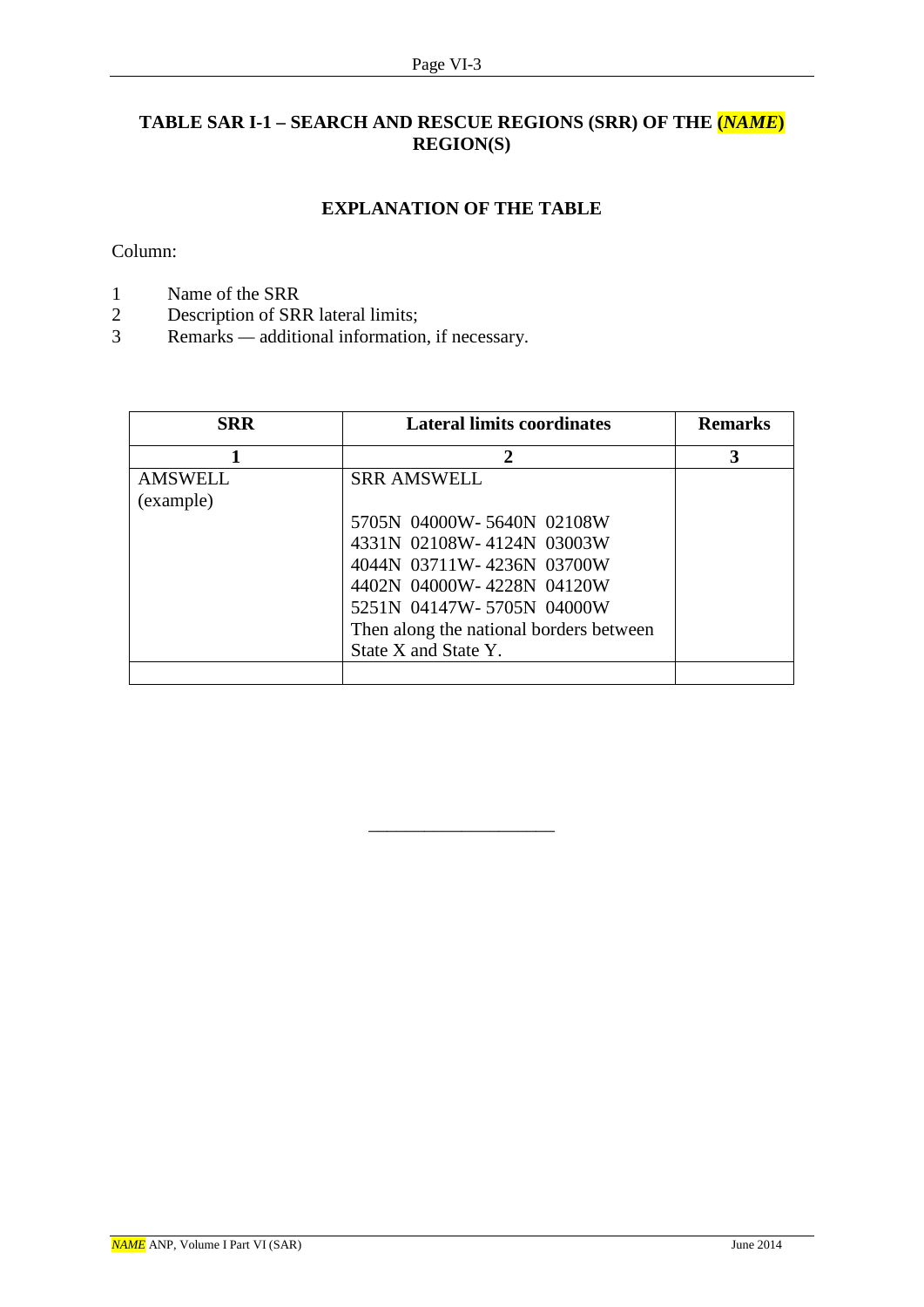## TABLE SAR I-1 – SEARCH AND RESCUE REGIONS (SRR) OF THE (*NAME*) REGION(S)

### EXPLANATION OF THE TABLE

Column:

1. Name of the SRR
2. Description of SRR lateral limits;
3. Remarks — additional information, if necessary.

| SRR | Lateral limits coordinates | Remarks |
|---|---|---|
| 1 | 2 | 3 |
| AMSWELL (example) | SRR AMSWELL<br><br>5705N 04000W- 5640N 02108W<br>4331N 02108W- 4124N 03003W<br>4044N 03711W- 4236N 03700W<br>4402N 04000W- 4228N 04120W<br>5251N 04147W- 5705N 04000W<br>Then along the national borders between State X and State Y. | |
| | | |

\_\_\_\_\_\_\_\_\_\_\_\_\_\_\_\_\_\_\_\_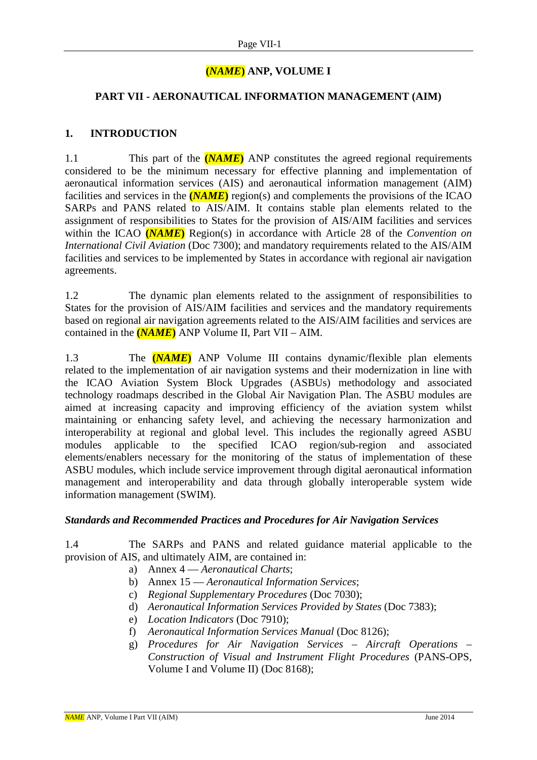**(*NAME*) ANP, VOLUME I**

## PART VII - AERONAUTICAL INFORMATION MANAGEMENT (AIM)

### 1. INTRODUCTION

1.1 This part of the **(*NAME*)** ANP constitutes the agreed regional requirements considered to be the minimum necessary for effective planning and implementation of aeronautical information services (AIS) and aeronautical information management (AIM) facilities and services in the **(*NAME*)** region(s) and complements the provisions of the ICAO SARPs and PANS related to AIS/AIM. It contains stable plan elements related to the assignment of responsibilities to States for the provision of AIS/AIM facilities and services within the ICAO **(*NAME*)** Region(s) in accordance with Article 28 of the *Convention on International Civil Aviation* (Doc 7300); and mandatory requirements related to the AIS/AIM facilities and services to be implemented by States in accordance with regional air navigation agreements.

1.2 The dynamic plan elements related to the assignment of responsibilities to States for the provision of AIS/AIM facilities and services and the mandatory requirements based on regional air navigation agreements related to the AIS/AIM facilities and services are contained in the **(*NAME*)** ANP Volume II, Part VII – AIM.

1.3 The **(*NAME*)** ANP Volume III contains dynamic/flexible plan elements related to the implementation of air navigation systems and their modernization in line with the ICAO Aviation System Block Upgrades (ASBUs) methodology and associated technology roadmaps described in the Global Air Navigation Plan. The ASBU modules are aimed at increasing capacity and improving efficiency of the aviation system whilst maintaining or enhancing safety level, and achieving the necessary harmonization and interoperability at regional and global level. This includes the regionally agreed ASBU modules applicable to the specified ICAO region/sub-region and associated elements/enablers necessary for the monitoring of the status of implementation of these ASBU modules, which include service improvement through digital aeronautical information management and interoperability and data through globally interoperable system wide information management (SWIM).

***Standards and Recommended Practices and Procedures for Air Navigation Services***

1.4 The SARPs and PANS and related guidance material applicable to the provision of AIS, and ultimately AIM, are contained in:

a) Annex 4 — *Aeronautical Charts*;
b) Annex 15 — *Aeronautical Information Services*;
c) *Regional Supplementary Procedures* (Doc 7030);
d) *Aeronautical Information Services Provided by States* (Doc 7383);
e) *Location Indicators* (Doc 7910);
f) *Aeronautical Information Services Manual* (Doc 8126);
g) *Procedures for Air Navigation Services – Aircraft Operations – Construction of Visual and Instrument Flight Procedures* (PANS-OPS, Volume I and Volume II) (Doc 8168);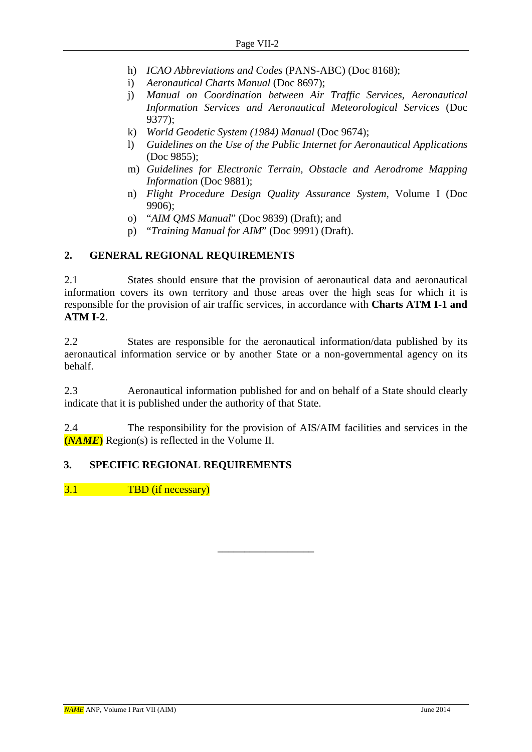h) *ICAO Abbreviations and Codes* (PANS-ABC) (Doc 8168);
i) *Aeronautical Charts Manual* (Doc 8697);
j) *Manual on Coordination between Air Traffic Services, Aeronautical Information Services and Aeronautical Meteorological Services* (Doc 9377);
k) *World Geodetic System (1984) Manual* (Doc 9674);
l) *Guidelines on the Use of the Public Internet for Aeronautical Applications* (Doc 9855);
m) *Guidelines for Electronic Terrain, Obstacle and Aerodrome Mapping Information* (Doc 9881);
n) *Flight Procedure Design Quality Assurance System*, Volume I (Doc 9906);
o) "*AIM QMS Manual*" (Doc 9839) (Draft); and
p) "*Training Manual for AIM*" (Doc 9991) (Draft).

## 2. GENERAL REGIONAL REQUIREMENTS

2.1 States should ensure that the provision of aeronautical data and aeronautical information covers its own territory and those areas over the high seas for which it is responsible for the provision of air traffic services, in accordance with **Charts ATM I-1 and ATM I-2**.

2.2 States are responsible for the aeronautical information/data published by its aeronautical information service or by another State or a non-governmental agency on its behalf.

2.3 Aeronautical information published for and on behalf of a State should clearly indicate that it is published under the authority of that State.

2.4 The responsibility for the provision of AIS/AIM facilities and services in the **(*NAME*)** Region(s) is reflected in the Volume II.

## 3. SPECIFIC REGIONAL REQUIREMENTS

3.1 TBD (if necessary)

---